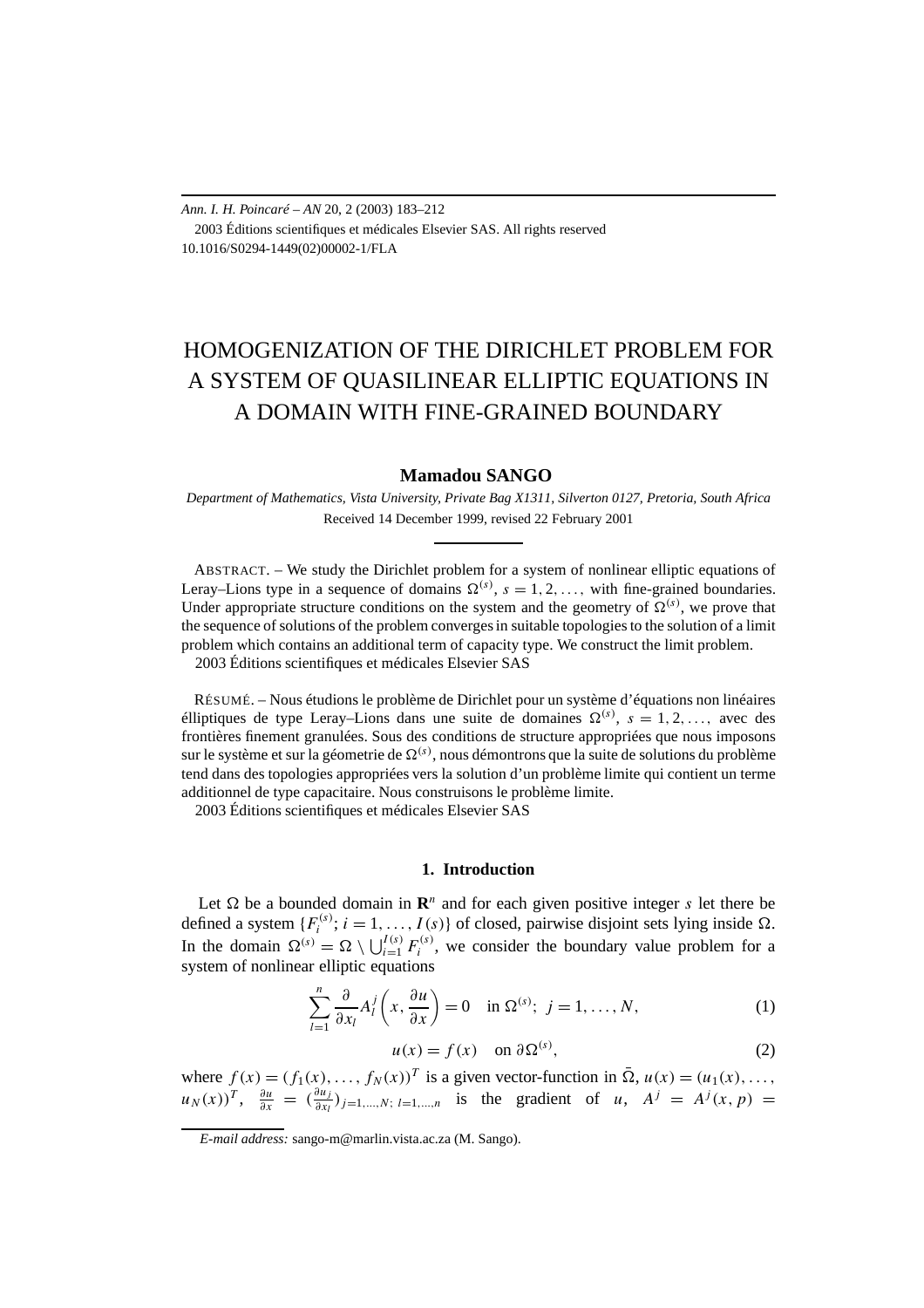# HOMOGENIZATION OF THE DIRICHLET PROBLEM FOR A SYSTEM OF QUASILINEAR ELLIPTIC EQUATIONS IN A DOMAIN WITH FINE-GRAINED BOUNDARY

**Mamadou SANGO**

*Department of Mathematics, Vista University, Private Bag X1311, Silverton 0127, Pretoria, South Africa*

Received 14 December 1999, revised 22 February 2001

ABSTRACT. – We study the Dirichlet problem for a system of nonlinear elliptic equations of Leray–Lions type in a sequence of domains $\Omega^{(s)}$, $s = 1, 2, \ldots,$ with fine-grained boundaries. Under appropriate structure conditions on the system and the geometry of $\Omega^{(s)}$, we prove that the sequence of solutions of the problem converges in suitable topologies to the solution of a limit problem which contains an additional term of capacity type. We construct the limit problem.
 2003 Éditions scientifiques et médicales Elsevier SAS

RÉSUMÉ. – Nous étudions le problème de Dirichlet pour un système d'équations non linéaires élliptiques de type Leray–Lions dans une suite de domaines $\Omega^{(s)}$, $s = 1, 2, \ldots,$ avec des frontières finement granulées. Sous des conditions de structure appropriées que nous imposons sur le système et sur la géometrie de $\Omega^{(s)}$, nous démontrons que la suite de solutions du problème tend dans des topologies appropriées vers la solution d'un problème limite qui contient un terme additionnel de type capacitaire. Nous construisons le problème limite.
 2003 Éditions scientifiques et médicales Elsevier SAS

## 1. Introduction

Let $\Omega$ be a bounded domain in $\mathbf{R}^n$ and for each given positive integer $s$ let there be defined a system $\{F_i^{(s)}; i = 1, \ldots, I(s)\}$ of closed, pairwise disjoint sets lying inside $\Omega$. In the domain $\Omega^{(s)} = \Omega \setminus \bigcup_{i=1}^{I(s)} F_i^{(s)}$, we consider the boundary value problem for a system of nonlinear elliptic equations

$$\sum_{l=1}^{n} \frac{\partial}{\partial x_l} A_l^j\left(x, \frac{\partial u}{\partial x}\right) = 0 \quad \text{in } \Omega^{(s)};\ j = 1, \ldots, N, \tag{1}$$

$$u(x) = f(x) \quad \text{on } \partial\Omega^{(s)}, \tag{2}$$

where $f(x) = (f_1(x), \ldots, f_N(x))^T$ is a given vector-function in $\bar{\Omega}$, $u(x) = (u_1(x), \ldots, u_N(x))^T$, $\frac{\partial u}{\partial x} = (\frac{\partial u_j}{\partial x_l})_{j=1,\ldots,N;\ l=1,\ldots,n}$ is the gradient of $u$, $A^j = A^j(x, p) =$

*E-mail address:* sango-m@marlin.vista.ac.za (M. Sango).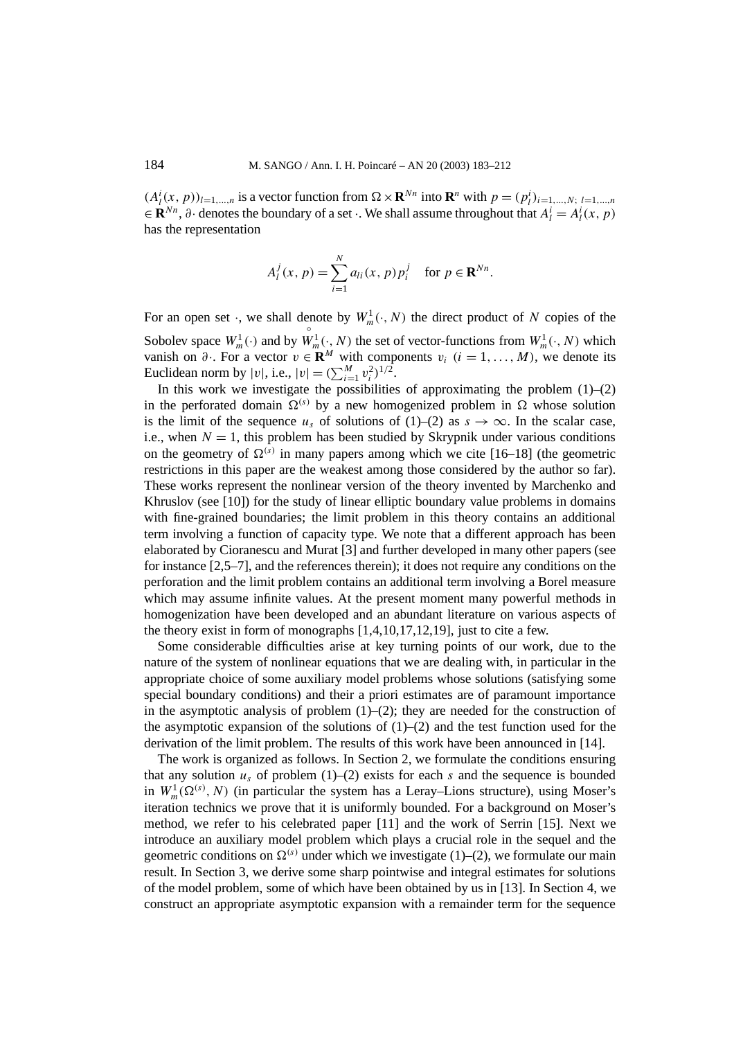$(A_l^i(x,p))_{l=1,\dots,n}$ is a vector function from $\Omega\times\mathbf{R}^{Nn}$ into $\mathbf{R}^n$ with $p=(p_l^i)_{i=1,\dots,N;\ l=1,\dots,n}$ $\in\mathbf{R}^{Nn}$, $\partial\cdot$ denotes the boundary of a set $\cdot$. We shall assume throughout that $A_l^i=A_l^i(x,p)$ has the representation

$$A_l^j(x,p)=\sum_{i=1}^N a_{li}(x,p)p_i^j \quad \text{for } p\in\mathbf{R}^{Nn}.$$

For an open set $\cdot$, we shall denote by $W_m^1(\cdot,N)$ the direct product of $N$ copies of the Sobolev space $W_m^1(\cdot)$ and by $\overset{\circ}{W}{}_m^1(\cdot,N)$ the set of vector-functions from $W_m^1(\cdot,N)$ which vanish on $\partial\cdot$. For a vector $v\in\mathbf{R}^M$ with components $v_i$ $(i=1,\dots,M)$, we denote its Euclidean norm by $|v|$, i.e., $|v|=(\sum_{i=1}^M v_i^2)^{1/2}$.

In this work we investigate the possibilities of approximating the problem (1)–(2) in the perforated domain $\Omega^{(s)}$ by a new homogenized problem in $\Omega$ whose solution is the limit of the sequence $u_s$ of solutions of (1)–(2) as $s\to\infty$. In the scalar case, i.e., when $N=1$, this problem has been studied by Skrypnik under various conditions on the geometry of $\Omega^{(s)}$ in many papers among which we cite [16–18] (the geometric restrictions in this paper are the weakest among those considered by the author so far). These works represent the nonlinear version of the theory invented by Marchenko and Khruslov (see [10]) for the study of linear elliptic boundary value problems in domains with fine-grained boundaries; the limit problem in this theory contains an additional term involving a function of capacity type. We note that a different approach has been elaborated by Cioranescu and Murat [3] and further developed in many other papers (see for instance [2,5–7], and the references therein); it does not require any conditions on the perforation and the limit problem contains an additional term involving a Borel measure which may assume infinite values. At the present moment many powerful methods in homogenization have been developed and an abundant literature on various aspects of the theory exist in form of monographs [1,4,10,17,12,19], just to cite a few.

Some considerable difficulties arise at key turning points of our work, due to the nature of the system of nonlinear equations that we are dealing with, in particular in the appropriate choice of some auxiliary model problems whose solutions (satisfying some special boundary conditions) and their a priori estimates are of paramount importance in the asymptotic analysis of problem (1)–(2); they are needed for the construction of the asymptotic expansion of the solutions of (1)–(2) and the test function used for the derivation of the limit problem. The results of this work have been announced in [14].

The work is organized as follows. In Section 2, we formulate the conditions ensuring that any solution $u_s$ of problem (1)–(2) exists for each $s$ and the sequence is bounded in $W_m^1(\Omega^{(s)},N)$ (in particular the system has a Leray–Lions structure), using Moser's iteration technics we prove that it is uniformly bounded. For a background on Moser's method, we refer to his celebrated paper [11] and the work of Serrin [15]. Next we introduce an auxiliary model problem which plays a crucial role in the sequel and the geometric conditions on $\Omega^{(s)}$ under which we investigate (1)–(2), we formulate our main result. In Section 3, we derive some sharp pointwise and integral estimates for solutions of the model problem, some of which have been obtained by us in [13]. In Section 4, we construct an appropriate asymptotic expansion with a remainder term for the sequence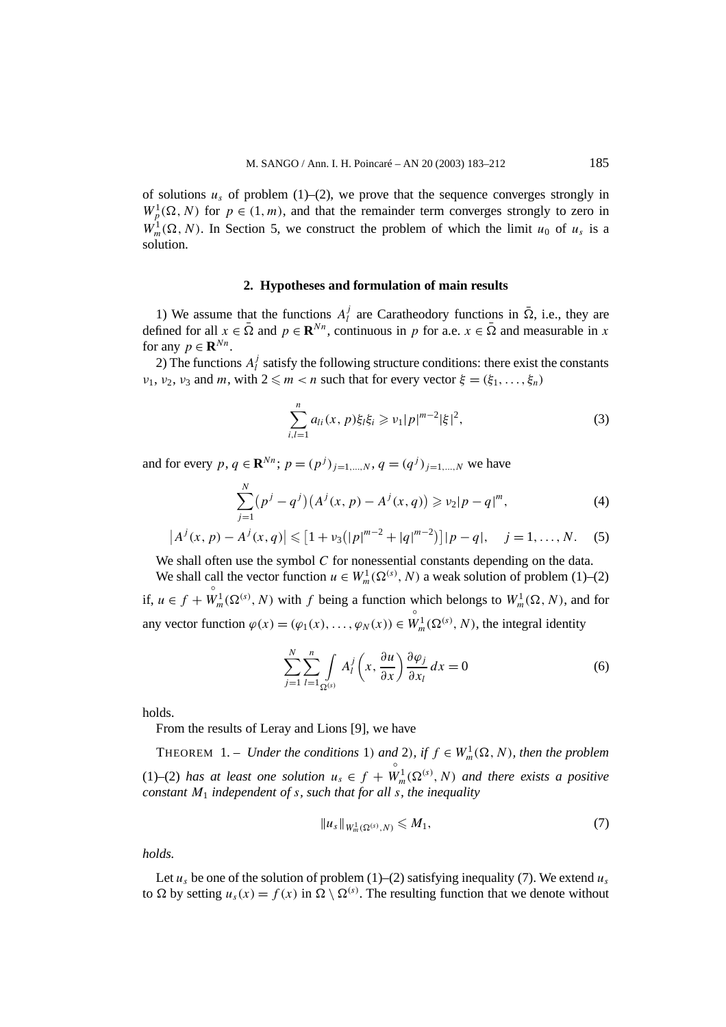of solutions $u_s$ of problem (1)–(2), we prove that the sequence converges strongly in $W_p^1(\Omega, N)$ for $p \in (1, m)$, and that the remainder term converges strongly to zero in $W_m^1(\Omega, N)$. In Section 5, we construct the problem of which the limit $u_0$ of $u_s$ is a solution.

## 2. Hypotheses and formulation of main results

1) We assume that the functions $A_l^j$ are Caratheodory functions in $\bar{\Omega}$, i.e., they are defined for all $x \in \bar{\Omega}$ and $p \in \mathbf{R}^{Nn}$, continuous in $p$ for a.e. $x \in \bar{\Omega}$ and measurable in $x$ for any $p \in \mathbf{R}^{Nn}$.

2) The functions $A_l^j$ satisfy the following structure conditions: there exist the constants $\nu_1$, $\nu_2$, $\nu_3$ and $m$, with $2 \leqslant m < n$ such that for every vector $\xi = (\xi_1, \ldots, \xi_n)$

$$\sum_{i,l=1}^{n} a_{li}(x, p)\xi_l \xi_i \geqslant \nu_1 |p|^{m-2} |\xi|^2, \tag{3}$$

and for every $p, q \in \mathbf{R}^{Nn}$; $p = (p^j)_{j=1,\ldots,N}$, $q = (q^j)_{j=1,\ldots,N}$ we have

$$\sum_{j=1}^{N} (p^j - q^j)\bigl(A^j(x, p) - A^j(x, q)\bigr) \geqslant \nu_2 |p - q|^m, \tag{4}$$

$$\bigl|A^j(x, p) - A^j(x, q)\bigr| \leqslant \bigl[1 + \nu_3\bigl(|p|^{m-2} + |q|^{m-2}\bigr)\bigr] |p - q|, \quad j = 1, \ldots, N. \tag{5}$$

We shall often use the symbol $C$ for nonessential constants depending on the data.

We shall call the vector function $u \in W_m^1(\Omega^{(s)}, N)$ a weak solution of problem (1)–(2) if, $u \in f + \overset{\circ}{W}{}_m^1(\Omega^{(s)}, N)$ with $f$ being a function which belongs to $W_m^1(\Omega, N)$, and for any vector function $\varphi(x) = (\varphi_1(x), \ldots, \varphi_N(x)) \in \overset{\circ}{W}{}_m^1(\Omega^{(s)}, N)$, the integral identity

$$\sum_{j=1}^{N} \sum_{l=1}^{n} \int_{\Omega^{(s)}} A_l^j\left(x, \frac{\partial u}{\partial x}\right) \frac{\partial \varphi_j}{\partial x_l}\, dx = 0 \tag{6}$$

holds.

From the results of Leray and Lions [9], we have

THEOREM 1. – *Under the conditions* 1) *and* 2), *if $f \in W_m^1(\Omega, N)$, then the problem* (1)–(2) *has at least one solution $u_s \in f + \overset{\circ}{W}{}_m^1(\Omega^{(s)}, N)$ and there exists a positive constant $M_1$ independent of $s$, such that for all $s$, the inequality*

$$\|u_s\|_{W_m^1(\Omega^{(s)}, N)} \leqslant M_1, \tag{7}$$

*holds.*

Let $u_s$ be one of the solution of problem (1)–(2) satisfying inequality (7). We extend $u_s$ to $\Omega$ by setting $u_s(x) = f(x)$ in $\Omega \setminus \Omega^{(s)}$. The resulting function that we denote without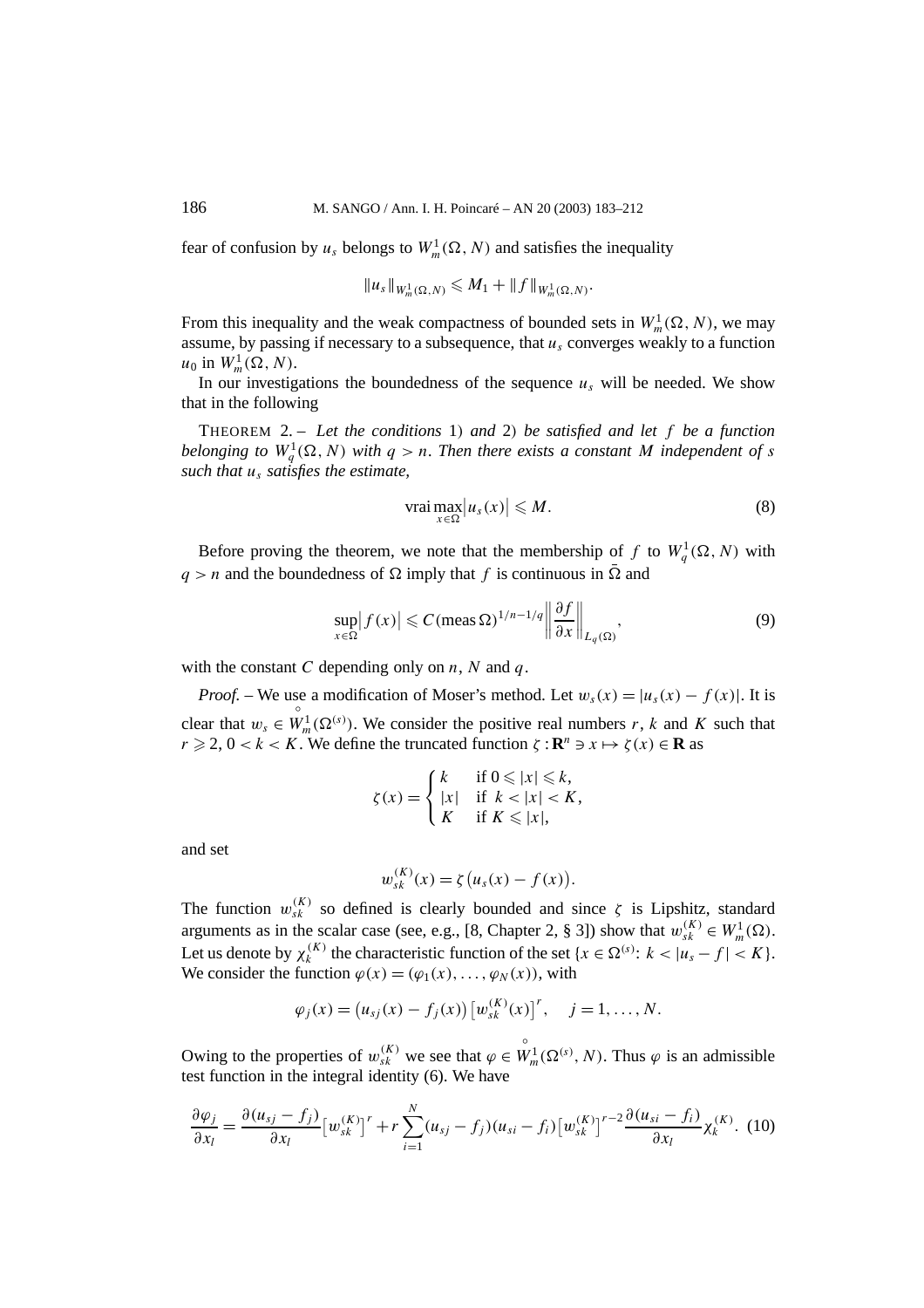fear of confusion by $u_s$ belongs to $W_m^1(\Omega, N)$ and satisfies the inequality

$$\|u_s\|_{W_m^1(\Omega,N)} \leqslant M_1 + \|f\|_{W_m^1(\Omega,N)}.$$

From this inequality and the weak compactness of bounded sets in $W_m^1(\Omega, N)$, we may assume, by passing if necessary to a subsequence, that $u_s$ converges weakly to a function $u_0$ in $W_m^1(\Omega, N)$.

In our investigations the boundedness of the sequence $u_s$ will be needed. We show that in the following

THEOREM 2. – *Let the conditions* 1) *and* 2) *be satisfied and let $f$ be a function belonging to $W_q^1(\Omega, N)$ with $q > n$. Then there exists a constant $M$ independent of $s$ such that $u_s$ satisfies the estimate,*

$$\operatorname*{vrai\,max}_{x\in\Omega}\left|u_s(x)\right| \leqslant M. \tag{8}$$

Before proving the theorem, we note that the membership of $f$ to $W_q^1(\Omega, N)$ with $q > n$ and the boundedness of $\Omega$ imply that $f$ is continuous in $\bar{\Omega}$ and

$$\sup_{x\in\Omega}\left|f(x)\right| \leqslant C(\operatorname{meas}\Omega)^{1/n-1/q}\left\|\frac{\partial f}{\partial x}\right\|_{L_q(\Omega)}, \tag{9}$$

with the constant $C$ depending only on $n$, $N$ and $q$.

*Proof.* – We use a modification of Moser's method. Let $w_s(x) = |u_s(x) - f(x)|$. It is clear that $w_s \in \overset{\circ}{W}{}_m^1(\Omega^{(s)})$. We consider the positive real numbers $r$, $k$ and $K$ such that $r \geqslant 2$, $0 < k < K$. We define the truncated function $\zeta : \mathbf{R}^n \ni x \mapsto \zeta(x) \in \mathbf{R}$ as

$$\zeta(x) = \begin{cases} k & \text{if } 0 \leqslant |x| \leqslant k, \\ |x| & \text{if } k < |x| < K, \\ K & \text{if } K \leqslant |x|, \end{cases}$$

and set

$$w_{sk}^{(K)}(x) = \zeta\big(u_s(x) - f(x)\big).$$

The function $w_{sk}^{(K)}$ so defined is clearly bounded and since $\zeta$ is Lipshitz, standard arguments as in the scalar case (see, e.g., [8, Chapter 2, § 3]) show that $w_{sk}^{(K)} \in W_m^1(\Omega)$. Let us denote by $\chi_k^{(K)}$ the characteristic function of the set $\{x \in \Omega^{(s)}\colon\ k < |u_s - f| < K\}$. We consider the function $\varphi(x) = (\varphi_1(x), \ldots, \varphi_N(x))$, with

$$\varphi_j(x) = \big(u_{sj}(x) - f_j(x)\big)\big[w_{sk}^{(K)}(x)\big]^r, \quad j = 1, \ldots, N.$$

Owing to the properties of $w_{sk}^{(K)}$ we see that $\varphi \in \overset{\circ}{W}{}_m^1(\Omega^{(s)}, N)$. Thus $\varphi$ is an admissible test function in the integral identity (6). We have

$$\frac{\partial \varphi_j}{\partial x_l} = \frac{\partial(u_{sj} - f_j)}{\partial x_l}\big[w_{sk}^{(K)}\big]^r + r\sum_{i=1}^{N}(u_{sj} - f_j)(u_{si} - f_i)\big[w_{sk}^{(K)}\big]^{r-2}\frac{\partial(u_{si} - f_i)}{\partial x_l}\chi_k^{(K)}. \tag{10}$$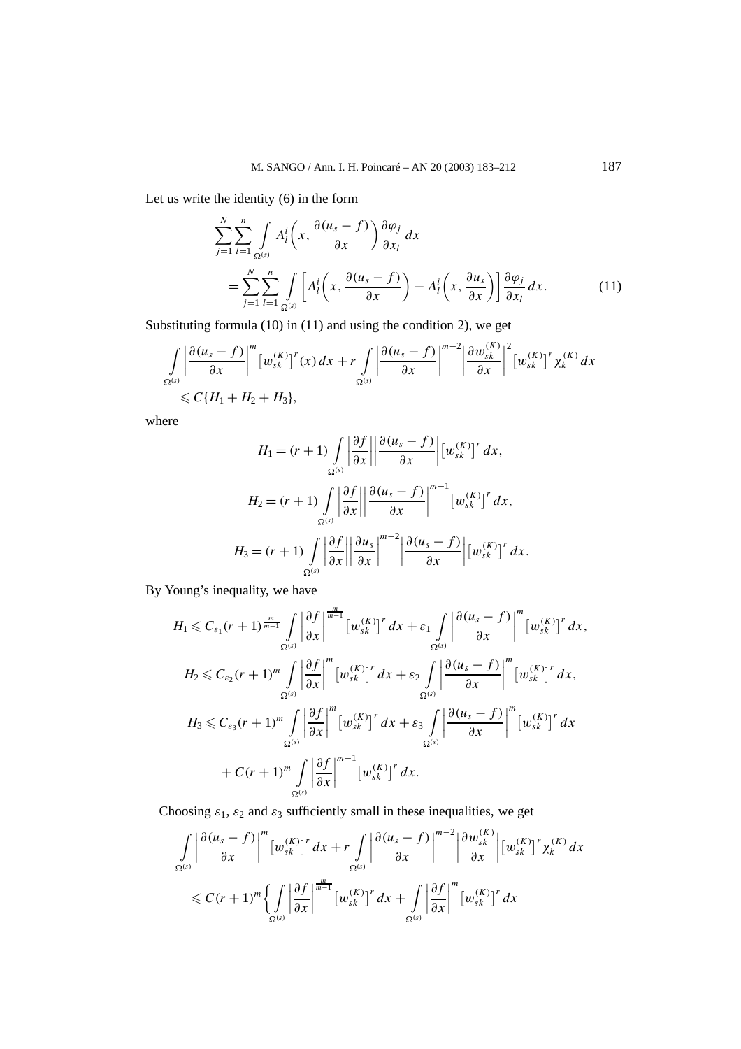Let us write the identity (6) in the form

$$
\sum_{j=1}^{N}\sum_{l=1}^{n}\int\limits_{\Omega^{(s)}} A_l^i\left(x, \frac{\partial(u_s - f)}{\partial x}\right)\frac{\partial \varphi_j}{\partial x_l}\,dx
= \sum_{j=1}^{N}\sum_{l=1}^{n}\int\limits_{\Omega^{(s)}} \left[A_l^i\left(x, \frac{\partial(u_s - f)}{\partial x}\right) - A_l^i\left(x, \frac{\partial u_s}{\partial x}\right)\right]\frac{\partial \varphi_j}{\partial x_l}\,dx. \tag{11}
$$

Substituting formula (10) in (11) and using the condition 2), we get

$$
\int\limits_{\Omega^{(s)}} \left|\frac{\partial(u_s - f)}{\partial x}\right|^m \left[w_{sk}^{(K)}\right]^r(x)\,dx + r\int\limits_{\Omega^{(s)}} \left|\frac{\partial(u_s - f)}{\partial x}\right|^{m-2}\left|\frac{\partial w_{sk}^{(K)}}{\partial x}\right|^2 \left[w_{sk}^{(K)}\right]^r \chi_k^{(K)}\,dx
\leqslant C\{H_1 + H_2 + H_3\},
$$

where

$$
H_1 = (r+1)\int\limits_{\Omega^{(s)}} \left|\frac{\partial f}{\partial x}\right|\left|\frac{\partial(u_s - f)}{\partial x}\right|\left[w_{sk}^{(K)}\right]^r dx,
$$

$$
H_2 = (r+1)\int\limits_{\Omega^{(s)}} \left|\frac{\partial f}{\partial x}\right|\left|\frac{\partial(u_s - f)}{\partial x}\right|^{m-1}\left[w_{sk}^{(K)}\right]^r dx,
$$

$$
H_3 = (r+1)\int\limits_{\Omega^{(s)}} \left|\frac{\partial f}{\partial x}\right|\left|\frac{\partial u_s}{\partial x}\right|^{m-2}\left|\frac{\partial(u_s - f)}{\partial x}\right|\left[w_{sk}^{(K)}\right]^r dx.
$$

By Young's inequality, we have

$$
H_1 \leqslant C_{\varepsilon_1}(r+1)^{\frac{m}{m-1}}\int\limits_{\Omega^{(s)}} \left|\frac{\partial f}{\partial x}\right|^{\frac{m}{m-1}}\left[w_{sk}^{(K)}\right]^r dx + \varepsilon_1\int\limits_{\Omega^{(s)}} \left|\frac{\partial(u_s - f)}{\partial x}\right|^m\left[w_{sk}^{(K)}\right]^r dx,
$$

$$
H_2 \leqslant C_{\varepsilon_2}(r+1)^m\int\limits_{\Omega^{(s)}} \left|\frac{\partial f}{\partial x}\right|^m\left[w_{sk}^{(K)}\right]^r dx + \varepsilon_2\int\limits_{\Omega^{(s)}} \left|\frac{\partial(u_s - f)}{\partial x}\right|^m\left[w_{sk}^{(K)}\right]^r dx,
$$

$$
H_3 \leqslant C_{\varepsilon_3}(r+1)^m\int\limits_{\Omega^{(s)}} \left|\frac{\partial f}{\partial x}\right|^m\left[w_{sk}^{(K)}\right]^r dx + \varepsilon_3\int\limits_{\Omega^{(s)}} \left|\frac{\partial(u_s - f)}{\partial x}\right|^m\left[w_{sk}^{(K)}\right]^r dx
+ C(r+1)^m\int\limits_{\Omega^{(s)}} \left|\frac{\partial f}{\partial x}\right|^{m-1}\left[w_{sk}^{(K)}\right]^r dx.
$$

Choosing $\varepsilon_1$, $\varepsilon_2$ and $\varepsilon_3$ sufficiently small in these inequalities, we get

$$
\int\limits_{\Omega^{(s)}} \left|\frac{\partial(u_s - f)}{\partial x}\right|^m\left[w_{sk}^{(K)}\right]^r dx + r\int\limits_{\Omega^{(s)}} \left|\frac{\partial(u_s - f)}{\partial x}\right|^{m-2}\left|\frac{\partial w_{sk}^{(K)}}{\partial x}\right|\left[w_{sk}^{(K)}\right]^r \chi_k^{(K)}\,dx
\leqslant C(r+1)^m\left\{\int\limits_{\Omega^{(s)}} \left|\frac{\partial f}{\partial x}\right|^{\frac{m}{m-1}}\left[w_{sk}^{(K)}\right]^r dx + \int\limits_{\Omega^{(s)}} \left|\frac{\partial f}{\partial x}\right|^m\left[w_{sk}^{(K)}\right]^r dx\right.
$$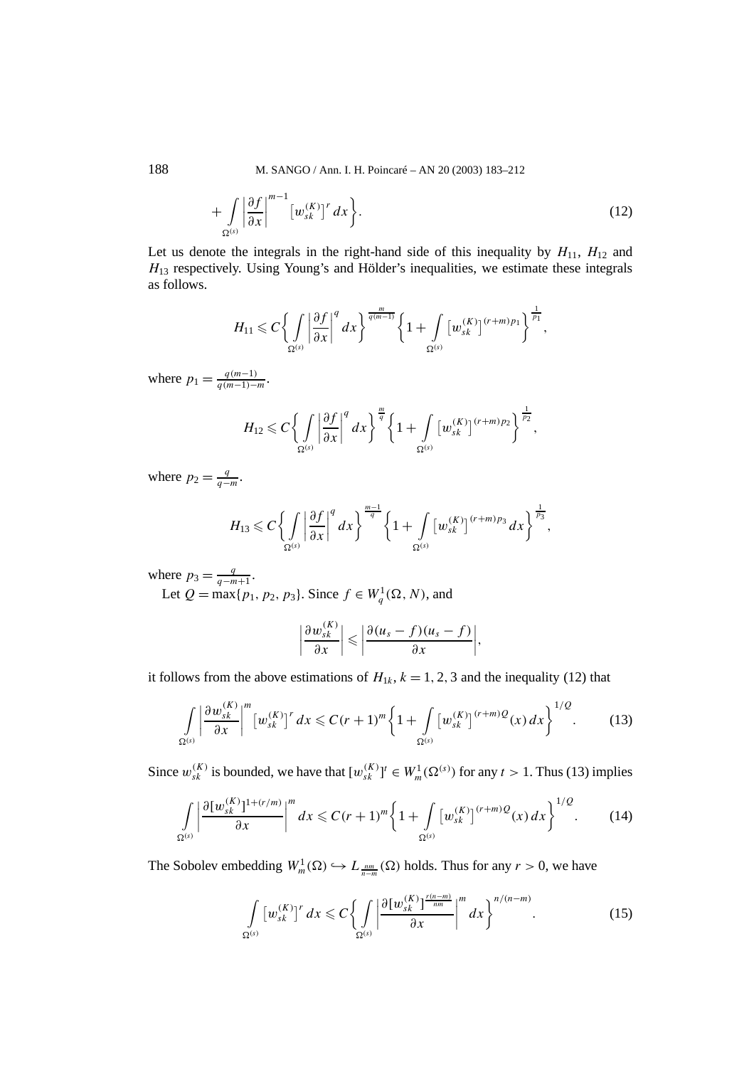$$+\int_{\Omega^{(s)}} \left|\frac{\partial f}{\partial x}\right|^{m-1} \left[w_{sk}^{(K)}\right]^r dx\Bigg\}. \tag{12}$$

Let us denote the integrals in the right-hand side of this inequality by $H_{11}$, $H_{12}$ and $H_{13}$ respectively. Using Young's and Hölder's inequalities, we estimate these integrals as follows.

$$H_{11} \leqslant C\Bigg\{\int_{\Omega^{(s)}} \left|\frac{\partial f}{\partial x}\right|^q dx\Bigg\}^{\frac{m}{q(m-1)}} \Bigg\{1 + \int_{\Omega^{(s)}} \left[w_{sk}^{(K)}\right]^{(r+m)p_1}\Bigg\}^{\frac{1}{p_1}},$$

where $p_1 = \frac{q(m-1)}{q(m-1)-m}$.

$$H_{12} \leqslant C\Bigg\{\int_{\Omega^{(s)}} \left|\frac{\partial f}{\partial x}\right|^q dx\Bigg\}^{\frac{m}{q}} \Bigg\{1 + \int_{\Omega^{(s)}} \left[w_{sk}^{(K)}\right]^{(r+m)p_2}\Bigg\}^{\frac{1}{p_2}},$$

where $p_2 = \frac{q}{q-m}$.

$$H_{13} \leqslant C\Bigg\{\int_{\Omega^{(s)}} \left|\frac{\partial f}{\partial x}\right|^q dx\Bigg\}^{\frac{m-1}{q}} \Bigg\{1 + \int_{\Omega^{(s)}} \left[w_{sk}^{(K)}\right]^{(r+m)p_3} dx\Bigg\}^{\frac{1}{p_3}},$$

where $p_3 = \frac{q}{q-m+1}$.

Let $Q = \max\{p_1, p_2, p_3\}$. Since $f \in W_q^1(\Omega, N)$, and

$$\left|\frac{\partial w_{sk}^{(K)}}{\partial x}\right| \leqslant \left|\frac{\partial (u_s - f)(u_s - f)}{\partial x}\right|,$$

it follows from the above estimations of $H_{1k}$, $k = 1, 2, 3$ and the inequality (12) that

$$\int_{\Omega^{(s)}} \left|\frac{\partial w_{sk}^{(K)}}{\partial x}\right|^m \left[w_{sk}^{(K)}\right]^r dx \leqslant C(r+1)^m \Bigg\{1 + \int_{\Omega^{(s)}} \left[w_{sk}^{(K)}\right]^{(r+m)Q}(x)\, dx\Bigg\}^{1/Q}. \tag{13}$$

Since $w_{sk}^{(K)}$ is bounded, we have that $[w_{sk}^{(K)}]^t \in W_m^1(\Omega^{(s)})$ for any $t > 1$. Thus (13) implies

$$\int_{\Omega^{(s)}} \left|\frac{\partial [w_{sk}^{(K)}]^{1+(r/m)}}{\partial x}\right|^m dx \leqslant C(r+1)^m \Bigg\{1 + \int_{\Omega^{(s)}} \left[w_{sk}^{(K)}\right]^{(r+m)Q}(x)\, dx\Bigg\}^{1/Q}. \tag{14}$$

The Sobolev embedding $W_m^1(\Omega) \hookrightarrow L_{\frac{nm}{n-m}}(\Omega)$ holds. Thus for any $r > 0$, we have

$$\int_{\Omega^{(s)}} \left[w_{sk}^{(K)}\right]^r dx \leqslant C\Bigg\{\int_{\Omega^{(s)}} \left|\frac{\partial [w_{sk}^{(K)}]^{\frac{r(n-m)}{nm}}}{\partial x}\right|^m dx\Bigg\}^{n/(n-m)}. \tag{15}$$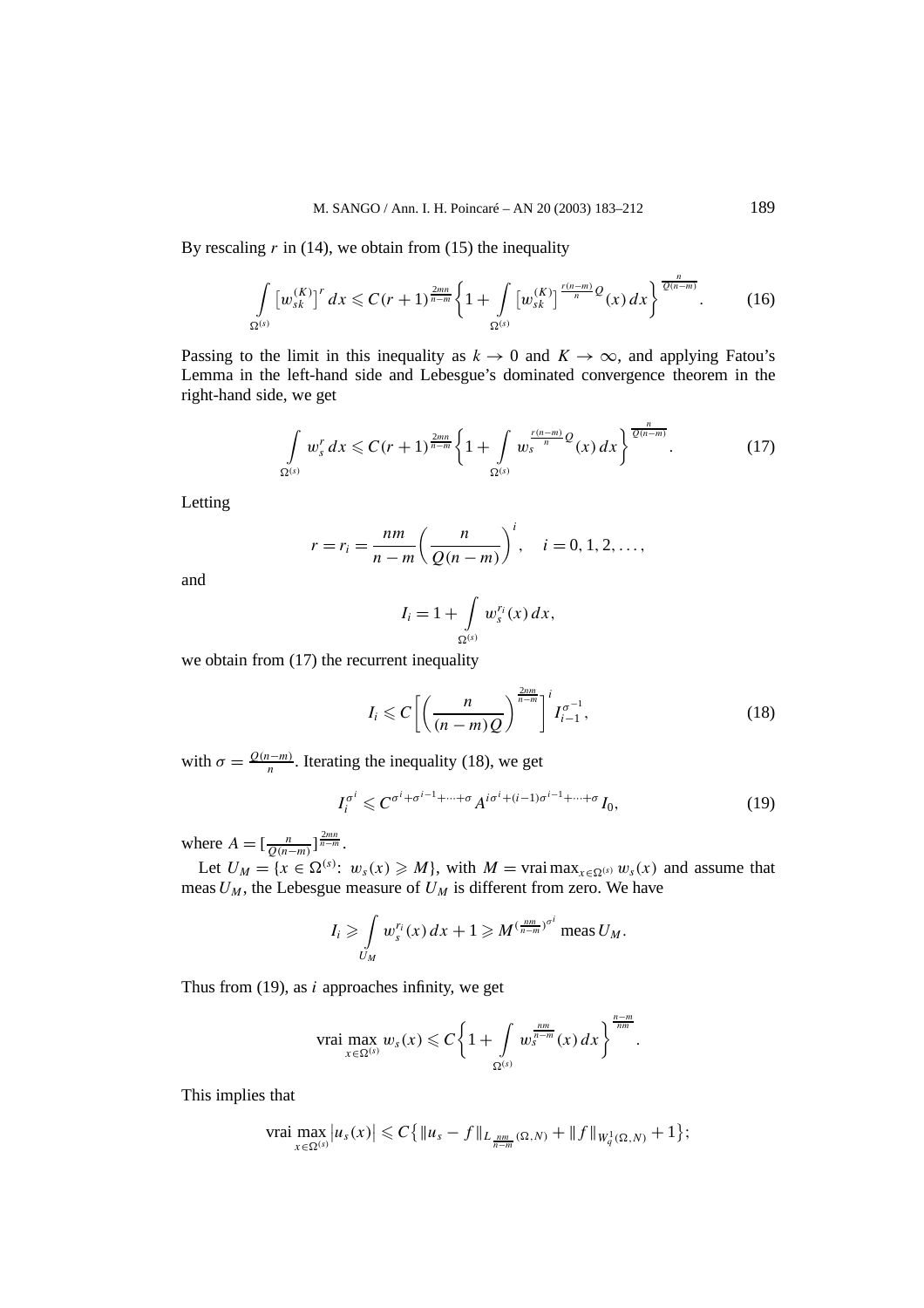By rescaling $r$ in (14), we obtain from (15) the inequality

$$\int_{\Omega^{(s)}} \left[w_{sk}^{(K)}\right]^r dx \leqslant C(r+1)^{\frac{2mn}{n-m}} \left\{1 + \int_{\Omega^{(s)}} \left[w_{sk}^{(K)}\right]^{\frac{r(n-m)}{n}Q}(x)\, dx\right\}^{\frac{n}{Q(n-m)}}. \tag{16}$$

Passing to the limit in this inequality as $k \to 0$ and $K \to \infty$, and applying Fatou's Lemma in the left-hand side and Lebesgue's dominated convergence theorem in the right-hand side, we get

$$\int_{\Omega^{(s)}} w_s^r\, dx \leqslant C(r+1)^{\frac{2mn}{n-m}} \left\{1 + \int_{\Omega^{(s)}} w_s^{\frac{r(n-m)}{n}Q}(x)\, dx\right\}^{\frac{n}{Q(n-m)}}. \tag{17}$$

Letting

$$r = r_i = \frac{nm}{n-m}\left(\frac{n}{Q(n-m)}\right)^i, \quad i = 0, 1, 2, \ldots,$$

and

$$I_i = 1 + \int_{\Omega^{(s)}} w_s^{r_i}(x)\, dx,$$

we obtain from (17) the recurrent inequality

$$I_i \leqslant C\left[\left(\frac{n}{(n-m)Q}\right)^{\frac{2nm}{n-m}}\right]^i I_{i-1}^{\sigma^{-1}}, \tag{18}$$

with $\sigma = \frac{Q(n-m)}{n}$. Iterating the inequality (18), we get

$$I_i^{\sigma^i} \leqslant C^{\sigma^i + \sigma^{i-1} + \cdots + \sigma} A^{i\sigma^i + (i-1)\sigma^{i-1} + \cdots + \sigma} I_0, \tag{19}$$

where $A = [\frac{n}{Q(n-m)}]^{\frac{2mn}{n-m}}$.

Let $U_M = \{x \in \Omega^{(s)}\colon\ w_s(x) \geqslant M\}$, with $M = \operatorname{vrai\,max}_{x\in\Omega^{(s)}} w_s(x)$ and assume that $\operatorname{meas} U_M$, the Lebesgue measure of $U_M$ is different from zero. We have

$$I_i \geqslant \int_{U_M} w_s^{r_i}(x)\, dx + 1 \geqslant M^{(\frac{nm}{n-m})^{\sigma^i}} \operatorname{meas} U_M.$$

Thus from (19), as $i$ approaches infinity, we get

$$\operatorname*{vrai\,max}_{x\in\Omega^{(s)}} w_s(x) \leqslant C\left\{1 + \int_{\Omega^{(s)}} w_s^{\frac{nm}{n-m}}(x)\, dx\right\}^{\frac{n-m}{nm}}.$$

This implies that

$$\operatorname*{vrai\,max}_{x\in\Omega^{(s)}} \left|u_s(x)\right| \leqslant C\left\{\|u_s - f\|_{L_{\frac{nm}{n-m}}(\Omega,N)} + \|f\|_{W_q^1(\Omega,N)} + 1\right\};$$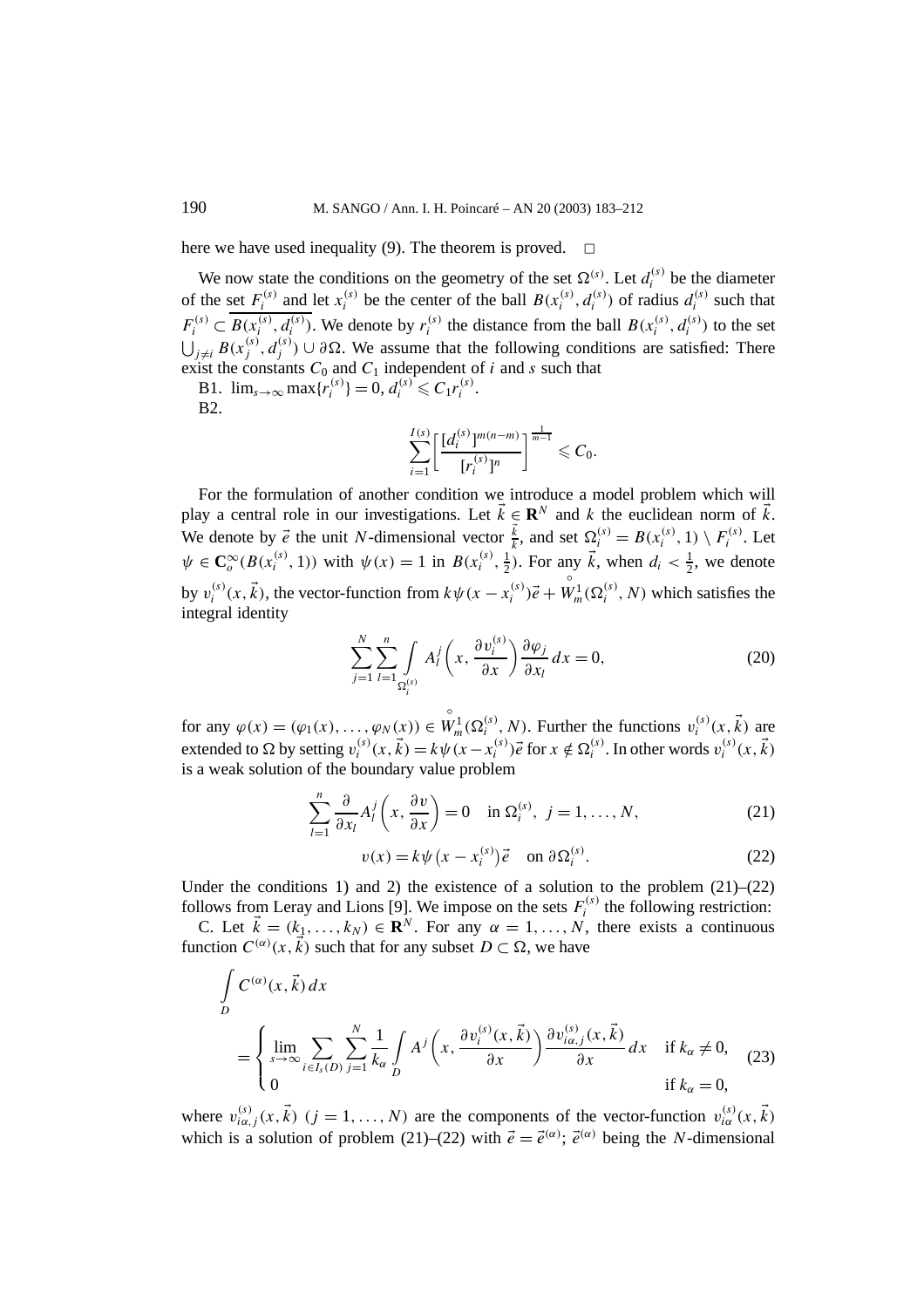here we have used inequality (9). The theorem is proved. □

We now state the conditions on the geometry of the set $\Omega^{(s)}$. Let $d_i^{(s)}$ be the diameter of the set $F_i^{(s)}$ and let $x_i^{(s)}$ be the center of the ball $B(x_i^{(s)}, d_i^{(s)})$ of radius $d_i^{(s)}$ such that $F_i^{(s)} \subset \overline{B(x_i^{(s)}, d_i^{(s)})}$. We denote by $r_i^{(s)}$ the distance from the ball $B(x_i^{(s)}, d_i^{(s)})$ to the set $\bigcup_{j\neq i} B(x_j^{(s)}, d_j^{(s)}) \cup \partial\Omega$. We assume that the following conditions are satisfied: There exist the constants $C_0$ and $C_1$ independent of $i$ and $s$ such that

B1. $\lim_{s\to\infty} \max\{r_i^{(s)}\} = 0$, $d_i^{(s)} \leqslant C_1 r_i^{(s)}$.

B2.

$$\sum_{i=1}^{I(s)} \left[\frac{[d_i^{(s)}]^{m(n-m)}}{[r_i^{(s)}]^n}\right]^{\frac{1}{m-1}} \leqslant C_0.$$

For the formulation of another condition we introduce a model problem which will play a central role in our investigations. Let $\vec{k} \in \mathbf{R}^N$ and $k$ the euclidean norm of $\vec{k}$. We denote by $\vec{e}$ the unit $N$-dimensional vector $\frac{\vec{k}}{k}$, and set $\Omega_i^{(s)} = B(x_i^{(s)}, 1) \setminus F_i^{(s)}$. Let $\psi \in \mathbf{C}_o^\infty(B(x_i^{(s)}, 1))$ with $\psi(x) = 1$ in $B(x_i^{(s)}, \frac{1}{2})$. For any $\vec{k}$, when $d_i < \frac{1}{2}$, we denote by $v_i^{(s)}(x, \vec{k})$, the vector-function from $k\psi(x - x_i^{(s)})\vec{e} + \overset{\circ}{W}{}_m^1(\Omega_i^{(s)}, N)$ which satisfies the integral identity

$$\sum_{j=1}^{N} \sum_{l=1}^{n} \int_{\Omega_i^{(s)}} A_l^j\left(x, \frac{\partial v_i^{(s)}}{\partial x}\right) \frac{\partial \varphi_j}{\partial x_l}\, dx = 0, \tag{20}$$

for any $\varphi(x) = (\varphi_1(x), \ldots, \varphi_N(x)) \in \overset{\circ}{W}{}_m^1(\Omega_i^{(s)}, N)$. Further the functions $v_i^{(s)}(x, \vec{k})$ are extended to $\Omega$ by setting $v_i^{(s)}(x, \vec{k}) = k\psi(x - x_i^{(s)})\vec{e}$ for $x \notin \Omega_i^{(s)}$. In other words $v_i^{(s)}(x, \vec{k})$ is a weak solution of the boundary value problem

$$\sum_{l=1}^{n} \frac{\partial}{\partial x_l} A_l^j\left(x, \frac{\partial v}{\partial x}\right) = 0 \quad \text{in } \Omega_i^{(s)},\ j = 1, \ldots, N, \tag{21}$$

$$v(x) = k\psi\left(x - x_i^{(s)}\right)\vec{e} \quad \text{on } \partial\Omega_i^{(s)}. \tag{22}$$

Under the conditions 1) and 2) the existence of a solution to the problem (21)–(22) follows from Leray and Lions [9]. We impose on the sets $F_i^{(s)}$ the following restriction:

C. Let $\vec{k} = (k_1, \ldots, k_N) \in \mathbf{R}^N$. For any $\alpha = 1, \ldots, N$, there exists a continuous function $C^{(\alpha)}(x, \vec{k})$ such that for any subset $D \subset \Omega$, we have

$$\int_D C^{(\alpha)}(x, \vec{k})\, dx = \begin{cases} \displaystyle\lim_{s\to\infty} \sum_{i\in I_s(D)} \sum_{j=1}^{N} \frac{1}{k_\alpha} \int_D A^j\left(x, \frac{\partial v_i^{(s)}(x, \vec{k})}{\partial x}\right) \frac{\partial v_{i\alpha,j}^{(s)}(x, \vec{k})}{\partial x}\, dx & \text{if } k_\alpha \neq 0, \\ 0 & \text{if } k_\alpha = 0, \end{cases} \tag{23}$$

where $v_{i\alpha,j}^{(s)}(x, \vec{k})$ $(j = 1, \ldots, N)$ are the components of the vector-function $v_{i\alpha}^{(s)}(x, \vec{k})$ which is a solution of problem (21)–(22) with $\vec{e} = \vec{e}^{(\alpha)}$; $\vec{e}^{(\alpha)}$ being the $N$-dimensional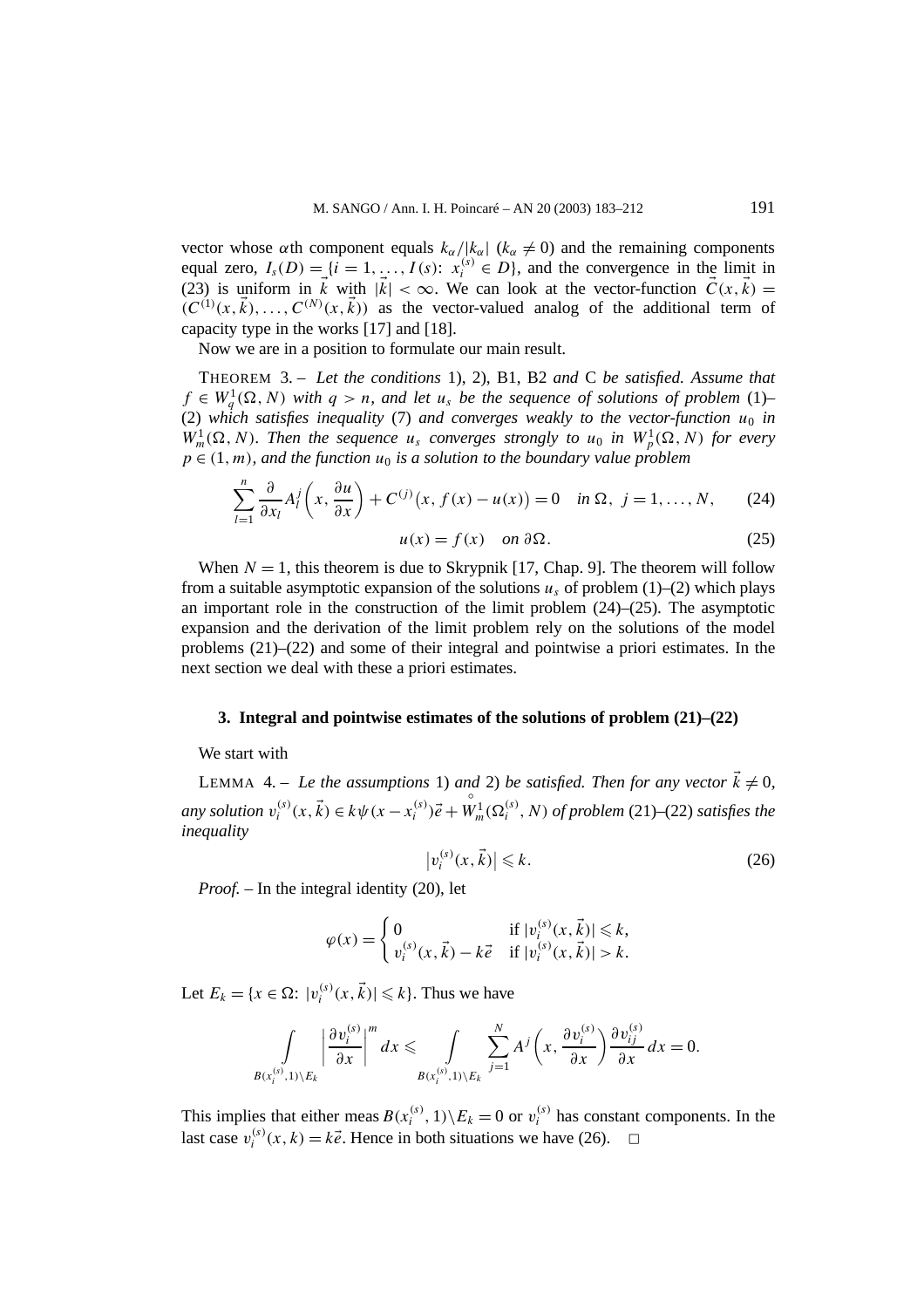vector whose $\alpha$th component equals $k_\alpha/|k_\alpha|$ ($k_\alpha \neq 0$) and the remaining components equal zero, $I_s(D) = \{i = 1, \ldots, I(s)\colon x_i^{(s)} \in D\}$, and the convergence in the limit in (23) is uniform in $\vec{k}$ with $|\vec{k}| < \infty$. We can look at the vector-function $\vec{C}(x, \vec{k}) = (C^{(1)}(x, \vec{k}), \ldots, C^{(N)}(x, \vec{k}))$ as the vector-valued analog of the additional term of capacity type in the works [17] and [18].

Now we are in a position to formulate our main result.

THEOREM 3. – *Let the conditions* 1), 2), B1, B2 *and* C *be satisfied. Assume that $f \in W_q^1(\Omega, N)$ with $q > n$, and let $u_s$ be the sequence of solutions of problem* (1)–(2) *which satisfies inequality* (7) *and converges weakly to the vector-function $u_0$ in $W_m^1(\Omega, N)$. Then the sequence $u_s$ converges strongly to $u_0$ in $W_p^1(\Omega, N)$ for every $p \in (1, m)$, and the function $u_0$ is a solution to the boundary value problem*

$$\sum_{l=1}^{n} \frac{\partial}{\partial x_l} A_l^j\left(x, \frac{\partial u}{\partial x}\right) + C^{(j)}\big(x, f(x) - u(x)\big) = 0 \quad \text{in } \Omega,\ j = 1, \ldots, N, \tag{24}$$

$$u(x) = f(x) \quad \text{on } \partial\Omega. \tag{25}$$

When $N = 1$, this theorem is due to Skrypnik [17, Chap. 9]. The theorem will follow from a suitable asymptotic expansion of the solutions $u_s$ of problem (1)–(2) which plays an important role in the construction of the limit problem (24)–(25). The asymptotic expansion and the derivation of the limit problem rely on the solutions of the model problems (21)–(22) and some of their integral and pointwise a priori estimates. In the next section we deal with these a priori estimates.

## 3. Integral and pointwise estimates of the solutions of problem (21)–(22)

We start with

LEMMA 4. – *Le the assumptions* 1) *and* 2) *be satisfied. Then for any vector $\vec{k} \neq 0$, any solution $v_i^{(s)}(x, \vec{k}) \in k\psi(x - x_i^{(s)})\vec{e} + \overset{\circ}{W}{}_m^1(\Omega_i^{(s)}, N)$ of problem* (21)–(22) *satisfies the inequality*

$$\big|v_i^{(s)}(x, \vec{k})\big| \leqslant k. \tag{26}$$

*Proof.* – In the integral identity (20), let

$$\varphi(x) = \begin{cases} 0 & \text{if } |v_i^{(s)}(x, \vec{k})| \leqslant k, \\ v_i^{(s)}(x, \vec{k}) - k\vec{e} & \text{if } |v_i^{(s)}(x, \vec{k})| > k. \end{cases}$$

Let $E_k = \{x \in \Omega\colon |v_i^{(s)}(x, \vec{k})| \leqslant k\}$. Thus we have

$$\int\limits_{B(x_i^{(s)}, 1)\setminus E_k} \left|\frac{\partial v_i^{(s)}}{\partial x}\right|^m dx \leqslant \int\limits_{B(x_i^{(s)}, 1)\setminus E_k} \sum_{j=1}^{N} A^j\left(x, \frac{\partial v_i^{(s)}}{\partial x}\right) \frac{\partial v_{ij}^{(s)}}{\partial x}\, dx = 0.$$

This implies that either meas $B(x_i^{(s)}, 1)\setminus E_k = 0$ or $v_i^{(s)}$ has constant components. In the last case $v_i^{(s)}(x, k) = k\vec{e}$. Hence in both situations we have (26). $\square$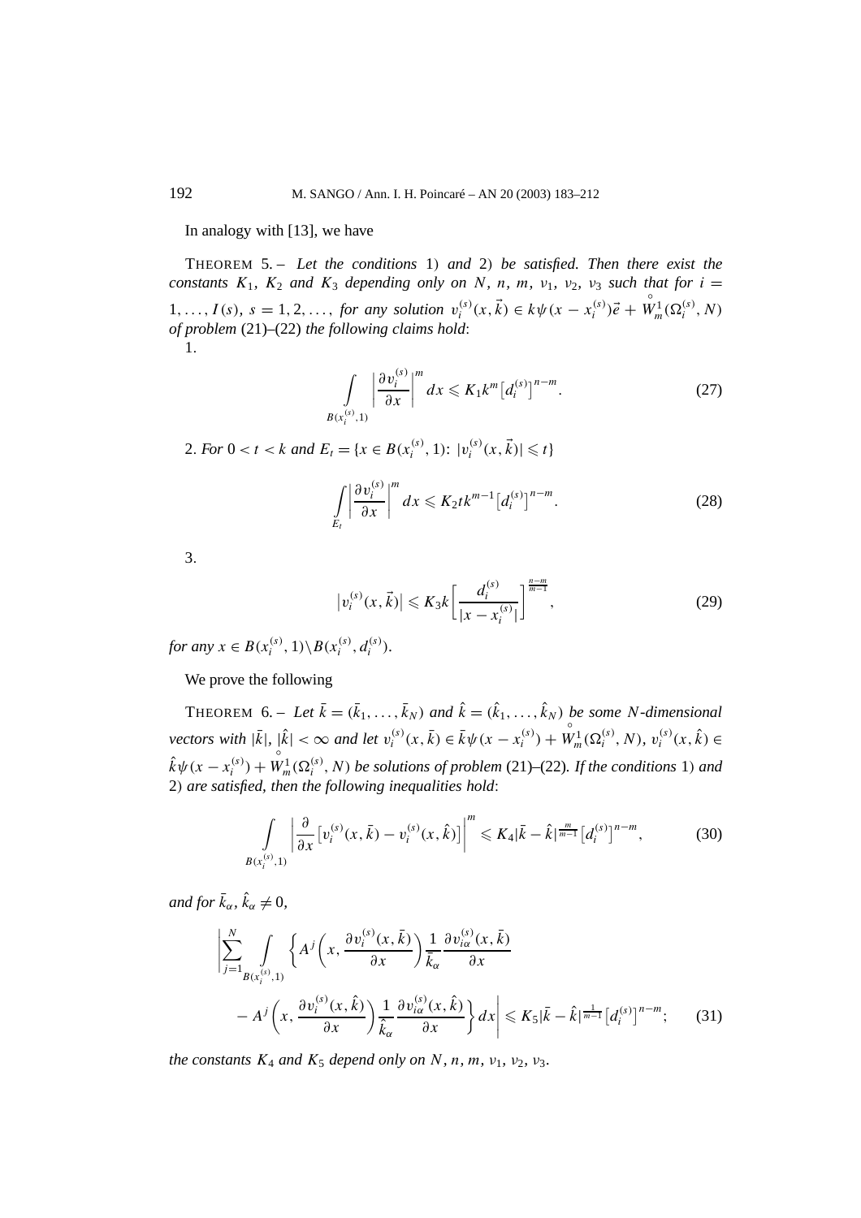In analogy with [13], we have

THEOREM 5. – *Let the conditions* 1) *and* 2) *be satisfied. Then there exist the constants* $K_1$, $K_2$ *and* $K_3$ *depending only on* $N$, $n$, $m$, $\nu_1$, $\nu_2$, $\nu_3$ *such that for* $i = 1, \ldots, I(s)$, $s = 1, 2, \ldots,$ *for any solution* $v_i^{(s)}(x, \vec{k}) \in k\psi(x - x_i^{(s)})\vec{e} + \overset{\circ}{W}{}_m^1(\Omega_i^{(s)}, N)$ *of problem* (21)–(22) *the following claims hold*:

1.

$$\int\limits_{B(x_i^{(s)},1)} \left| \frac{\partial v_i^{(s)}}{\partial x} \right|^m dx \leqslant K_1 k^m \left[d_i^{(s)}\right]^{n-m}. \tag{27}$$

2. *For* $0 < t < k$ *and* $E_t = \{x \in B(x_i^{(s)}, 1)\colon |v_i^{(s)}(x, \vec{k})| \leqslant t\}$

$$\int\limits_{E_t} \left| \frac{\partial v_i^{(s)}}{\partial x} \right|^m dx \leqslant K_2 t k^{m-1} \left[d_i^{(s)}\right]^{n-m}. \tag{28}$$

3.

$$\left|v_i^{(s)}(x, \vec{k})\right| \leqslant K_3 k \left[ \frac{d_i^{(s)}}{|x - x_i^{(s)}|} \right]^{\frac{n-m}{m-1}}, \tag{29}$$

*for any* $x \in B(x_i^{(s)}, 1) \backslash B(x_i^{(s)}, d_i^{(s)})$.

We prove the following

THEOREM 6. – *Let* $\bar{k} = (\bar{k}_1, \ldots, \bar{k}_N)$ *and* $\hat{k} = (\hat{k}_1, \ldots, \hat{k}_N)$ *be some* $N$*-dimensional vectors with* $|\bar{k}|$, $|\hat{k}| < \infty$ *and let* $v_i^{(s)}(x, \bar{k}) \in \bar{k}\psi(x - x_i^{(s)}) + \overset{\circ}{W}{}_m^1(\Omega_i^{(s)}, N)$, $v_i^{(s)}(x, \hat{k}) \in \hat{k}\psi(x - x_i^{(s)}) + \overset{\circ}{W}{}_m^1(\Omega_i^{(s)}, N)$ *be solutions of problem* (21)–(22)*. If the conditions* 1) *and* 2) *are satisfied, then the following inequalities hold*:

$$\int\limits_{B(x_i^{(s)},1)} \left| \frac{\partial}{\partial x} \left[v_i^{(s)}(x, \bar{k}) - v_i^{(s)}(x, \hat{k})\right] \right|^m \leqslant K_4 |\bar{k} - \hat{k}|^{\frac{m}{m-1}} \left[d_i^{(s)}\right]^{n-m}, \tag{30}$$

*and for* $\bar{k}_\alpha, \hat{k}_\alpha \neq 0$,

$$\begin{aligned} \Bigg| \sum_{j=1}^{N} \int\limits_{B(x_i^{(s)},1)} \bigg\{ & A^j\left(x, \frac{\partial v_i^{(s)}(x, \bar{k})}{\partial x}\right) \frac{1}{\bar{k}_\alpha} \frac{\partial v_{i\alpha}^{(s)}(x, \bar{k})}{\partial x} \\ & - A^j\left(x, \frac{\partial v_i^{(s)}(x, \hat{k})}{\partial x}\right) \frac{1}{\hat{k}_\alpha} \frac{\partial v_{i\alpha}^{(s)}(x, \hat{k})}{\partial x} \bigg\} dx \Bigg| \leqslant K_5 |\bar{k} - \hat{k}|^{\frac{1}{m-1}} \left[d_i^{(s)}\right]^{n-m}; \end{aligned} \tag{31}$$

*the constants* $K_4$ *and* $K_5$ *depend only on* $N$, $n$, $m$, $\nu_1$, $\nu_2$, $\nu_3$.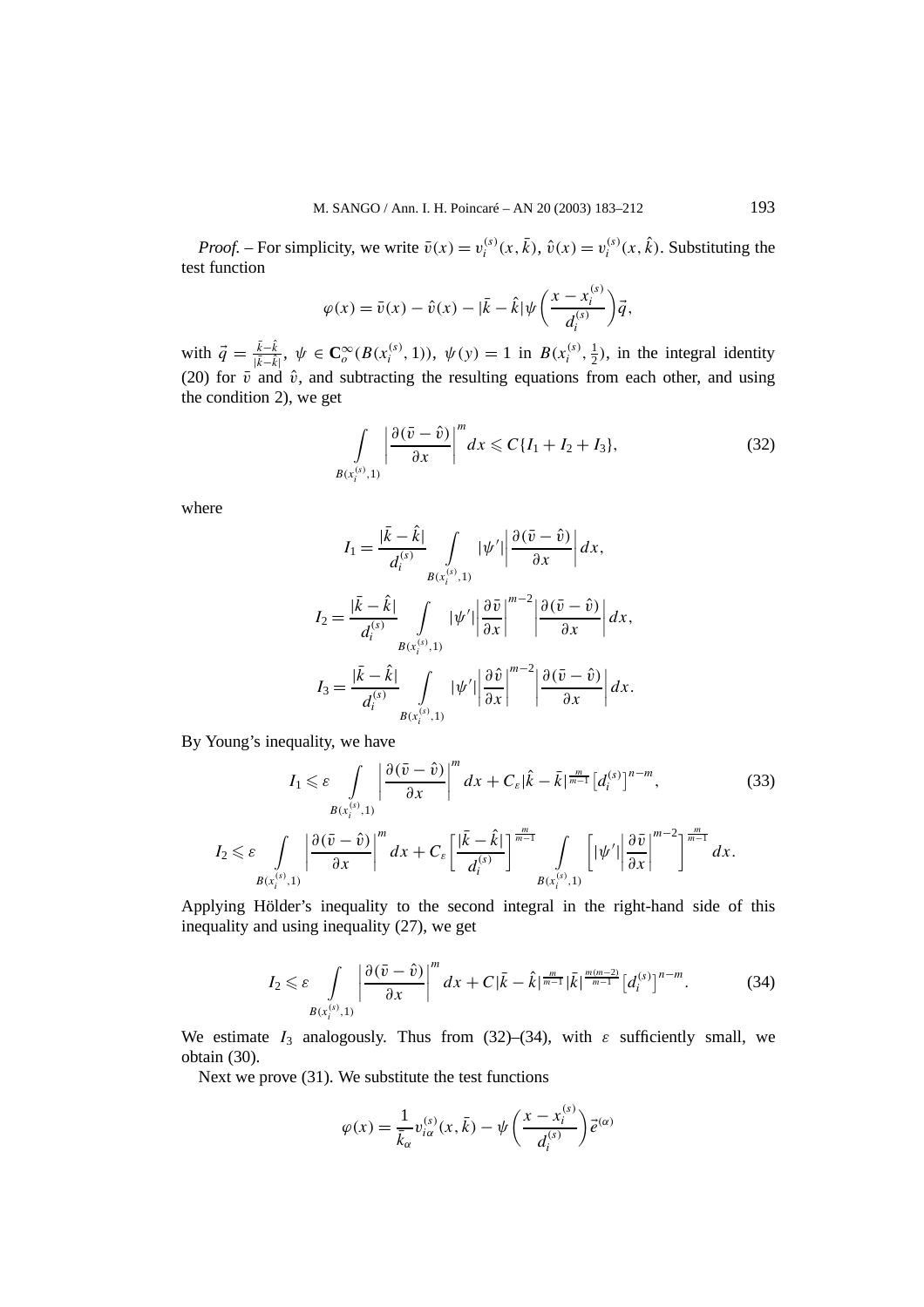*Proof.* – For simplicity, we write $\bar{v}(x) = v_i^{(s)}(x, \bar{k})$, $\hat{v}(x) = v_i^{(s)}(x, \hat{k})$. Substituting the test function

$$\varphi(x) = \bar{v}(x) - \hat{v}(x) - |\bar{k} - \hat{k}|\psi\left(\frac{x - x_i^{(s)}}{d_i^{(s)}}\right)\vec{q},$$

with $\vec{q} = \frac{\bar{k}-\hat{k}}{|\bar{k}-\hat{k}|}$, $\psi \in \mathbf{C}_o^\infty(B(x_i^{(s)}, 1))$, $\psi(y) = 1$ in $B(x_i^{(s)}, \frac{1}{2})$, in the integral identity (20) for $\bar{v}$ and $\hat{v}$, and subtracting the resulting equations from each other, and using the condition 2), we get

$$\int\limits_{B(x_i^{(s)},1)} \left|\frac{\partial(\bar{v} - \hat{v})}{\partial x}\right|^m dx \leqslant C\{I_1 + I_2 + I_3\}, \tag{32}$$

where

$$I_1 = \frac{|\bar{k} - \hat{k}|}{d_i^{(s)}} \int\limits_{B(x_i^{(s)},1)} |\psi'|\left|\frac{\partial(\bar{v} - \hat{v})}{\partial x}\right| dx,$$

$$I_2 = \frac{|\bar{k} - \hat{k}|}{d_i^{(s)}} \int\limits_{B(x_i^{(s)},1)} |\psi'|\left|\frac{\partial \bar{v}}{\partial x}\right|^{m-2}\left|\frac{\partial(\bar{v} - \hat{v})}{\partial x}\right| dx,$$

$$I_3 = \frac{|\bar{k} - \hat{k}|}{d_i^{(s)}} \int\limits_{B(x_i^{(s)},1)} |\psi'|\left|\frac{\partial \hat{v}}{\partial x}\right|^{m-2}\left|\frac{\partial(\bar{v} - \hat{v})}{\partial x}\right| dx.$$

By Young's inequality, we have

$$I_1 \leqslant \varepsilon \int\limits_{B(x_i^{(s)},1)} \left|\frac{\partial(\bar{v} - \hat{v})}{\partial x}\right|^m dx + C_\varepsilon|\hat{k} - \bar{k}|^{\frac{m}{m-1}}\left[d_i^{(s)}\right]^{n-m}, \tag{33}$$

$$I_2 \leqslant \varepsilon \int\limits_{B(x_i^{(s)},1)} \left|\frac{\partial(\bar{v} - \hat{v})}{\partial x}\right|^m dx + C_\varepsilon\left[\frac{|\bar{k} - \hat{k}|}{d_i^{(s)}}\right]^{\frac{m}{m-1}} \int\limits_{B(x_i^{(s)},1)} \left[|\psi'|\left|\frac{\partial \bar{v}}{\partial x}\right|^{m-2}\right]^{\frac{m}{m-1}} dx.$$

Applying Hölder's inequality to the second integral in the right-hand side of this inequality and using inequality (27), we get

$$I_2 \leqslant \varepsilon \int\limits_{B(x_i^{(s)},1)} \left|\frac{\partial(\bar{v} - \hat{v})}{\partial x}\right|^m dx + C|\bar{k} - \hat{k}|^{\frac{m}{m-1}}|\bar{k}|^{\frac{m(m-2)}{m-1}}\left[d_i^{(s)}\right]^{n-m}. \tag{34}$$

We estimate $I_3$ analogously. Thus from (32)–(34), with $\varepsilon$ sufficiently small, we obtain (30).

Next we prove (31). We substitute the test functions

$$\varphi(x) = \frac{1}{\bar{k}_\alpha} v_{i\alpha}^{(s)}(x, \bar{k}) - \psi\left(\frac{x - x_i^{(s)}}{d_i^{(s)}}\right)\vec{e}^{(\alpha)}$$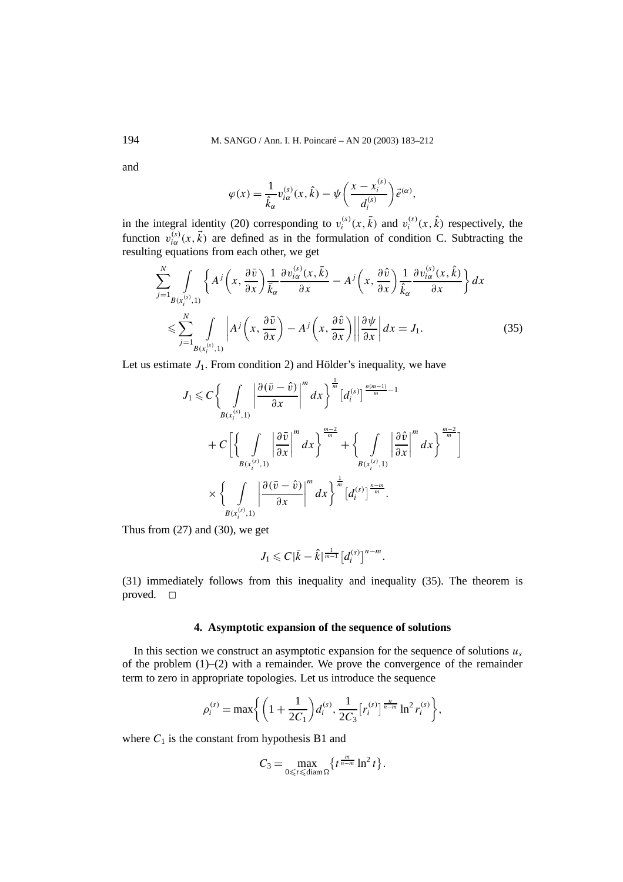and

$$\varphi(x) = \frac{1}{\hat{k}_\alpha} v_{i\alpha}^{(s)}(x, \hat{k}) - \psi\left(\frac{x - x_i^{(s)}}{d_i^{(s)}}\right)\vec{e}^{(\alpha)},$$

in the integral identity (20) corresponding to $v_i^{(s)}(x, \bar{k})$ and $v_i^{(s)}(x, \hat{k})$ respectively, the function $v_{i\alpha}^{(s)}(x, \vec{k})$ are defined as in the formulation of condition C. Subtracting the resulting equations from each other, we get

$$\sum_{j=1}^{N} \int_{B(x_i^{(s)},1)} \left\{ A^j\left(x, \frac{\partial \bar{v}}{\partial x}\right) \frac{1}{\bar{k}_\alpha} \frac{\partial v_{i\alpha}^{(s)}(x, \bar{k})}{\partial x} - A^j\left(x, \frac{\partial \hat{v}}{\partial x}\right) \frac{1}{\hat{k}_\alpha} \frac{\partial v_{i\alpha}^{(s)}(x, \hat{k})}{\partial x} \right\} dx$$
$$\leqslant \sum_{j=1}^{N} \int_{B(x_i^{(s)},1)} \left| A^j\left(x, \frac{\partial \bar{v}}{\partial x}\right) - A^j\left(x, \frac{\partial \hat{v}}{\partial x}\right) \right| \left| \frac{\partial \psi}{\partial x} \right| dx = J_1. \tag{35}$$

Let us estimate $J_1$. From condition 2) and Hölder's inequality, we have

$$J_1 \leqslant C\left\{ \int_{B(x_i^{(s)},1)} \left| \frac{\partial(\bar{v} - \hat{v})}{\partial x} \right|^m dx \right\}^{\frac{1}{m}} \left[d_i^{(s)}\right]^{\frac{n(m-1)}{m} - 1}$$
$$+ C\left[ \left\{ \int_{B(x_i^{(s)},1)} \left| \frac{\partial \bar{v}}{\partial x} \right|^m dx \right\}^{\frac{m-2}{m}} + \left\{ \int_{B(x_i^{(s)},1)} \left| \frac{\partial \hat{v}}{\partial x} \right|^m dx \right\}^{\frac{m-2}{m}} \right]$$
$$\times \left\{ \int_{B(x_i^{(s)},1)} \left| \frac{\partial(\bar{v} - \hat{v})}{\partial x} \right|^m dx \right\}^{\frac{1}{m}} \left[d_i^{(s)}\right]^{\frac{n-m}{m}}.$$

Thus from (27) and (30), we get

$$J_1 \leqslant C|\bar{k} - \hat{k}|^{\frac{1}{m-1}} \left[d_i^{(s)}\right]^{n-m}.$$

(31) immediately follows from this inequality and inequality (35). The theorem is proved. □

## 4. Asymptotic expansion of the sequence of solutions

In this section we construct an asymptotic expansion for the sequence of solutions $u_s$ of the problem (1)–(2) with a remainder. We prove the convergence of the remainder term to zero in appropriate topologies. Let us introduce the sequence

$$\rho_i^{(s)} = \max\left\{ \left(1 + \frac{1}{2C_1}\right) d_i^{(s)}, \frac{1}{2C_3} \left[r_i^{(s)}\right]^{\frac{n}{n-m}} \ln^2 r_i^{(s)} \right\},$$

where $C_1$ is the constant from hypothesis B1 and

$$C_3 = \max_{0 \leqslant t \leqslant \operatorname{diam} \Omega} \left\{ t^{\frac{m}{n-m}} \ln^2 t \right\}.$$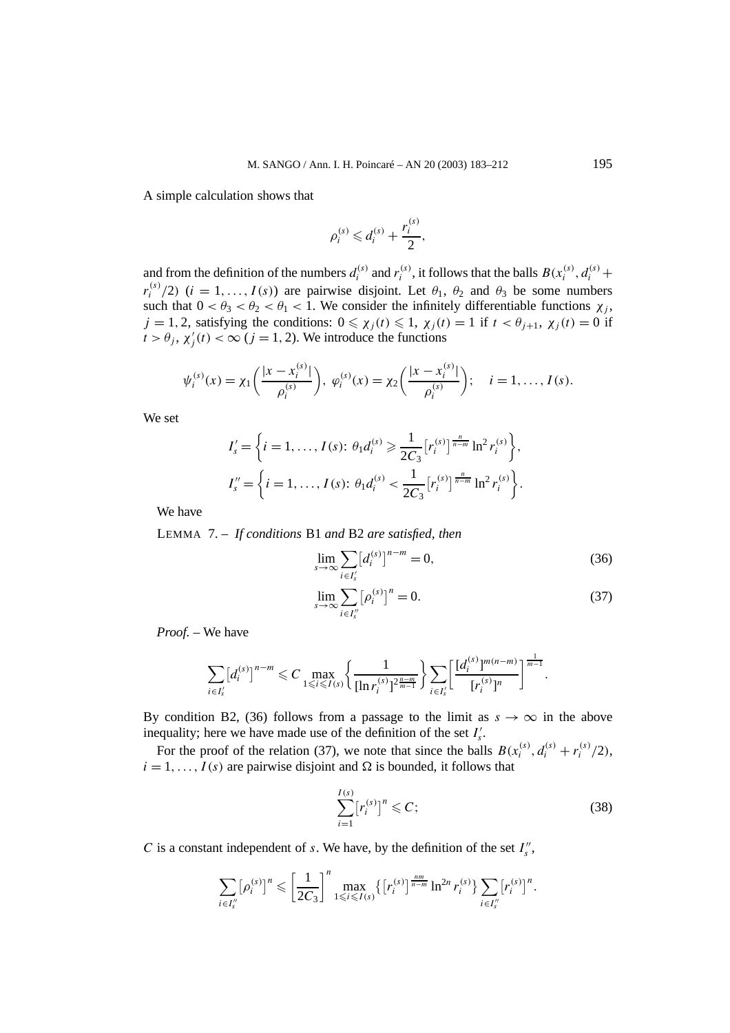A simple calculation shows that

$$\rho_i^{(s)} \leqslant d_i^{(s)} + \frac{r_i^{(s)}}{2},$$

and from the definition of the numbers $d_i^{(s)}$ and $r_i^{(s)}$, it follows that the balls $B(x_i^{(s)}, d_i^{(s)} + r_i^{(s)}/2)$ $(i = 1, \ldots, I(s))$ are pairwise disjoint. Let $\theta_1$, $\theta_2$ and $\theta_3$ be some numbers such that $0 < \theta_3 < \theta_2 < \theta_1 < 1$. We consider the infinitely differentiable functions $\chi_j$, $j = 1, 2$, satisfying the conditions: $0 \leqslant \chi_j(t) \leqslant 1$, $\chi_j(t) = 1$ if $t < \theta_{j+1}$, $\chi_j(t) = 0$ if $t > \theta_j$, $\chi_j'(t) < \infty$ $(j = 1, 2)$. We introduce the functions

$$\psi_i^{(s)}(x) = \chi_1\left(\frac{|x - x_i^{(s)}|}{\rho_i^{(s)}}\right), \ \varphi_i^{(s)}(x) = \chi_2\left(\frac{|x - x_i^{(s)}|}{\rho_i^{(s)}}\right); \quad i = 1, \ldots, I(s).$$

We set

$$I_s' = \left\{ i = 1, \ldots, I(s) \colon \theta_1 d_i^{(s)} \geqslant \frac{1}{2C_3} \left[r_i^{(s)}\right]^{\frac{n}{n-m}} \ln^2 r_i^{(s)} \right\},$$

$$I_s'' = \left\{ i = 1, \ldots, I(s) \colon \theta_1 d_i^{(s)} < \frac{1}{2C_3} \left[r_i^{(s)}\right]^{\frac{n}{n-m}} \ln^2 r_i^{(s)} \right\}.$$

We have

LEMMA 7. – *If conditions* B1 *and* B2 *are satisfied, then*

$$\lim_{s \to \infty} \sum_{i \in I_s'} \left[d_i^{(s)}\right]^{n-m} = 0, \tag{36}$$

$$\lim_{s \to \infty} \sum_{i \in I_s''} \left[\rho_i^{(s)}\right]^{n} = 0. \tag{37}$$

*Proof.* – We have

$$\sum_{i \in I_s'} \left[d_i^{(s)}\right]^{n-m} \leqslant C \max_{1 \leqslant i \leqslant I(s)} \left\{ \frac{1}{[\ln r_i^{(s)}]^{2\frac{n-m}{m-1}}} \right\} \sum_{i \in I_s'} \left[ \frac{[d_i^{(s)}]^{m(n-m)}}{[r_i^{(s)}]^n} \right]^{\frac{1}{m-1}}.$$

By condition B2, (36) follows from a passage to the limit as $s \to \infty$ in the above inequality; here we have made use of the definition of the set $I_s'$.

For the proof of the relation (37), we note that since the balls $B(x_i^{(s)}, d_i^{(s)} + r_i^{(s)}/2)$, $i = 1, \ldots, I(s)$ are pairwise disjoint and $\Omega$ is bounded, it follows that

$$\sum_{i=1}^{I(s)} \left[r_i^{(s)}\right]^n \leqslant C; \tag{38}$$

$C$ is a constant independent of $s$. We have, by the definition of the set $I_s''$,

$$\sum_{i \in I_s''} \left[\rho_i^{(s)}\right]^n \leqslant \left[\frac{1}{2C_3}\right]^n \max_{1 \leqslant i \leqslant I(s)} \left\{ \left[r_i^{(s)}\right]^{\frac{nm}{n-m}} \ln^{2n} r_i^{(s)} \right\} \sum_{i \in I_s''} \left[r_i^{(s)}\right]^n.$$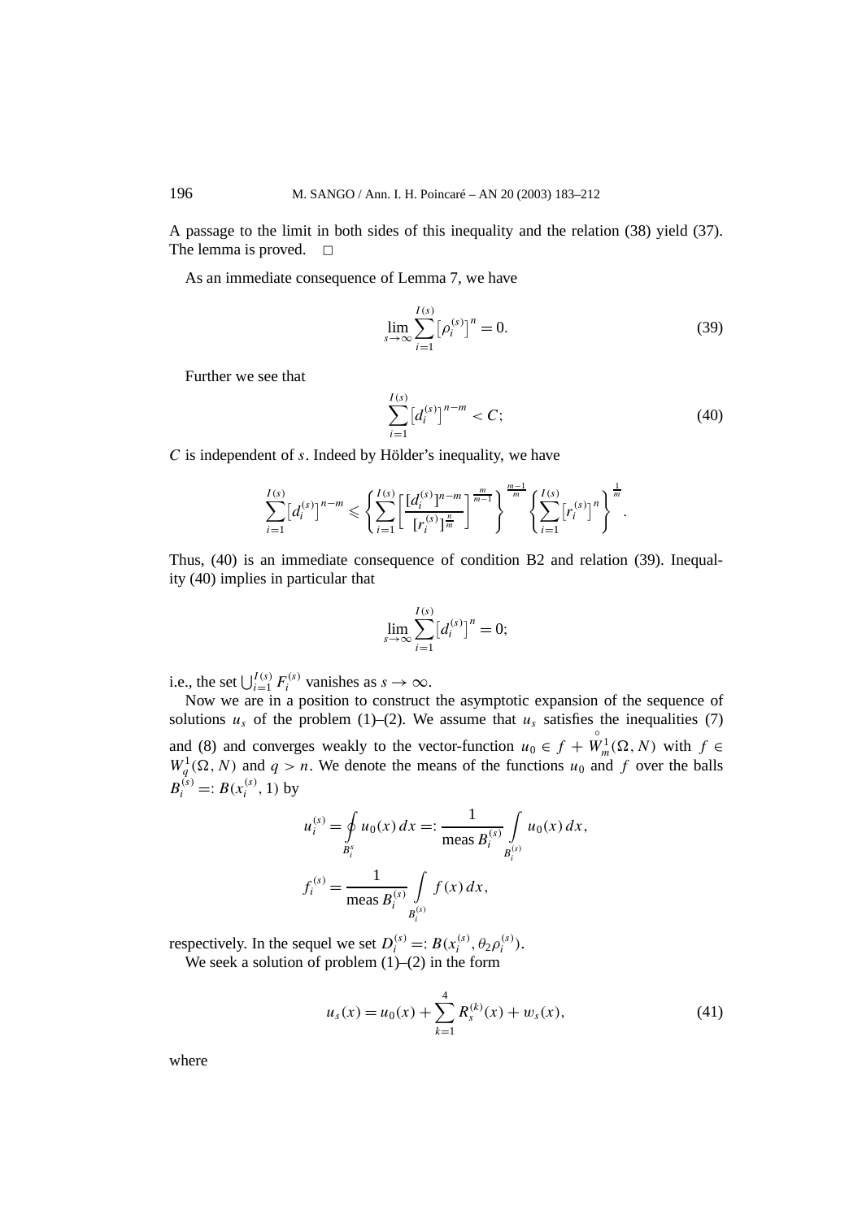A passage to the limit in both sides of this inequality and the relation (38) yield (37). The lemma is proved. □

As an immediate consequence of Lemma 7, we have

$$\lim_{s\to\infty}\sum_{i=1}^{I(s)}\left[\rho_i^{(s)}\right]^n = 0. \tag{39}$$

Further we see that

$$\sum_{i=1}^{I(s)}\left[d_i^{(s)}\right]^{n-m} < C; \tag{40}$$

$C$ is independent of $s$. Indeed by Hölder's inequality, we have

$$\sum_{i=1}^{I(s)}\left[d_i^{(s)}\right]^{n-m} \leqslant \left\{\sum_{i=1}^{I(s)}\left[\frac{[d_i^{(s)}]^{n-m}}{[r_i^{(s)}]^{\frac{n}{m}}}\right]^{\frac{m}{m-1}}\right\}^{\frac{m-1}{m}}\left\{\sum_{i=1}^{I(s)}\left[r_i^{(s)}\right]^n\right\}^{\frac{1}{m}}.$$

Thus, (40) is an immediate consequence of condition B2 and relation (39). Inequality (40) implies in particular that

$$\lim_{s\to\infty}\sum_{i=1}^{I(s)}\left[d_i^{(s)}\right]^n = 0;$$

i.e., the set $\bigcup_{i=1}^{I(s)} F_i^{(s)}$ vanishes as $s\to\infty$.

Now we are in a position to construct the asymptotic expansion of the sequence of solutions $u_s$ of the problem (1)–(2). We assume that $u_s$ satisfies the inequalities (7) and (8) and converges weakly to the vector-function $u_0 \in f + \overset{\circ}{W}{}_m^1(\Omega, N)$ with $f \in W_q^1(\Omega, N)$ and $q > n$. We denote the means of the functions $u_0$ and $f$ over the balls $B_i^{(s)} =: B(x_i^{(s)}, 1)$ by

$$u_i^{(s)} = \fint_{B_i^s} u_0(x)\,dx =: \frac{1}{\operatorname{meas} B_i^{(s)}}\int_{B_i^{(s)}} u_0(x)\,dx,$$

$$f_i^{(s)} = \frac{1}{\operatorname{meas} B_i^{(s)}}\int_{B_i^{(s)}} f(x)\,dx,$$

respectively. In the sequel we set $D_i^{(s)} =: B(x_i^{(s)}, \theta_2\rho_i^{(s)})$.

We seek a solution of problem (1)–(2) in the form

$$u_s(x) = u_0(x) + \sum_{k=1}^{4} R_s^{(k)}(x) + w_s(x), \tag{41}$$

where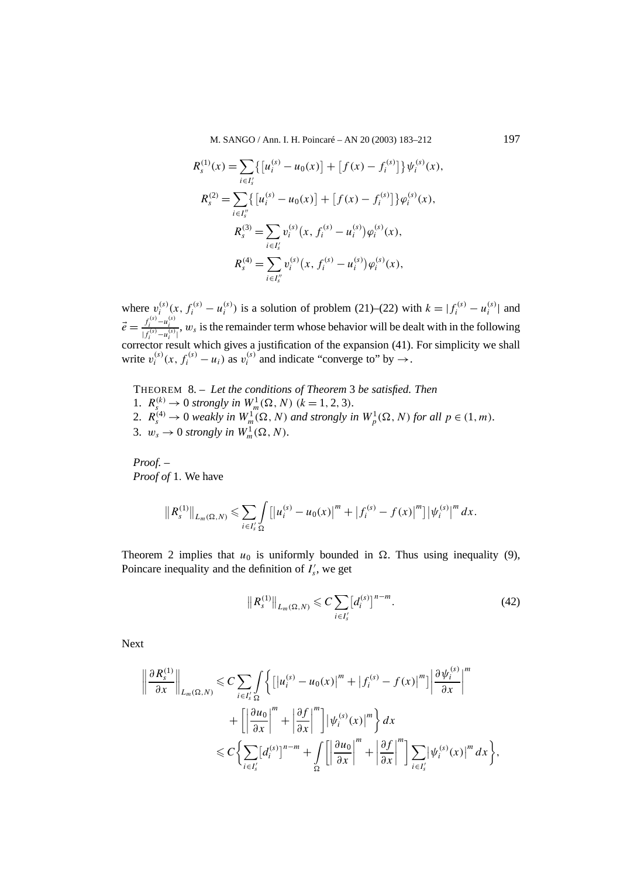$$
\begin{aligned}
R_s^{(1)}(x) &= \sum_{i \in I_s'} \left\{ \left[u_i^{(s)} - u_0(x)\right] + \left[f(x) - f_i^{(s)}\right] \right\} \psi_i^{(s)}(x), \\
R_s^{(2)} &= \sum_{i \in I_s''} \left\{ \left[u_i^{(s)} - u_0(x)\right] + \left[f(x) - f_i^{(s)}\right] \right\} \varphi_i^{(s)}(x), \\
R_s^{(3)} &= \sum_{i \in I_s'} v_i^{(s)}\left(x, f_i^{(s)} - u_i^{(s)}\right) \varphi_i^{(s)}(x), \\
R_s^{(4)} &= \sum_{i \in I_s''} v_i^{(s)}\left(x, f_i^{(s)} - u_i^{(s)}\right) \varphi_i^{(s)}(x),
\end{aligned}
$$

where $v_i^{(s)}(x, f_i^{(s)} - u_i^{(s)})$ is a solution of problem (21)–(22) with $k = |f_i^{(s)} - u_i^{(s)}|$ and $\vec{e} = \frac{f_i^{(s)} - u_i^{(s)}}{|f_i^{(s)} - u_i^{(s)}|}$, $w_s$ is the remainder term whose behavior will be dealt with in the following corrector result which gives a justification of the expansion (41). For simplicity we shall write $v_i^{(s)}(x, f_i^{(s)} - u_i)$ as $v_i^{(s)}$ and indicate "converge to" by $\to$.

THEOREM 8. – *Let the conditions of Theorem* 3 *be satisfied. Then*
1. $R_s^{(k)} \to 0$ *strongly in* $W_m^1(\Omega, N)$ $(k = 1, 2, 3)$.
2. $R_s^{(4)} \to 0$ *weakly in* $W_m^1(\Omega, N)$ *and strongly in* $W_p^1(\Omega, N)$ *for all* $p \in (1, m)$.
3. $w_s \to 0$ *strongly in* $W_m^1(\Omega, N)$.

*Proof.* –
*Proof of* 1. We have

$$
\left\| R_s^{(1)} \right\|_{L_m(\Omega, N)} \leqslant \sum_{i \in I_s'} \int_{\Omega} \left[ \left|u_i^{(s)} - u_0(x)\right|^m + \left|f_i^{(s)} - f(x)\right|^m \right] \left|\psi_i^{(s)}\right|^m dx.
$$

Theorem 2 implies that $u_0$ is uniformly bounded in $\Omega$. Thus using inequality (9), Poincare inequality and the definition of $I_s'$, we get

$$
\left\| R_s^{(1)} \right\|_{L_m(\Omega, N)} \leqslant C \sum_{i \in I_s'} \left[d_i^{(s)}\right]^{n-m}. \tag{42}
$$

Next

$$
\begin{aligned}
\left\| \frac{\partial R_s^{(1)}}{\partial x} \right\|_{L_m(\Omega, N)} &\leqslant C \sum_{i \in I_s'} \int_{\Omega} \left\{ \left[ \left|u_i^{(s)} - u_0(x)\right|^m + \left|f_i^{(s)} - f(x)\right|^m \right] \left| \frac{\partial \psi_i^{(s)}}{\partial x} \right|^m \right. \\
&\quad \left. + \left[ \left| \frac{\partial u_0}{\partial x} \right|^m + \left| \frac{\partial f}{\partial x} \right|^m \right] \left|\psi_i^{(s)}(x)\right|^m \right\} dx \\
&\leqslant C \left\{ \sum_{i \in I_s'} \left[d_i^{(s)}\right]^{n-m} + \int_{\Omega} \left[ \left| \frac{\partial u_0}{\partial x} \right|^m + \left| \frac{\partial f}{\partial x} \right|^m \right] \sum_{i \in I_s'} \left|\psi_i^{(s)}(x)\right|^m dx \right\},
\end{aligned}
$$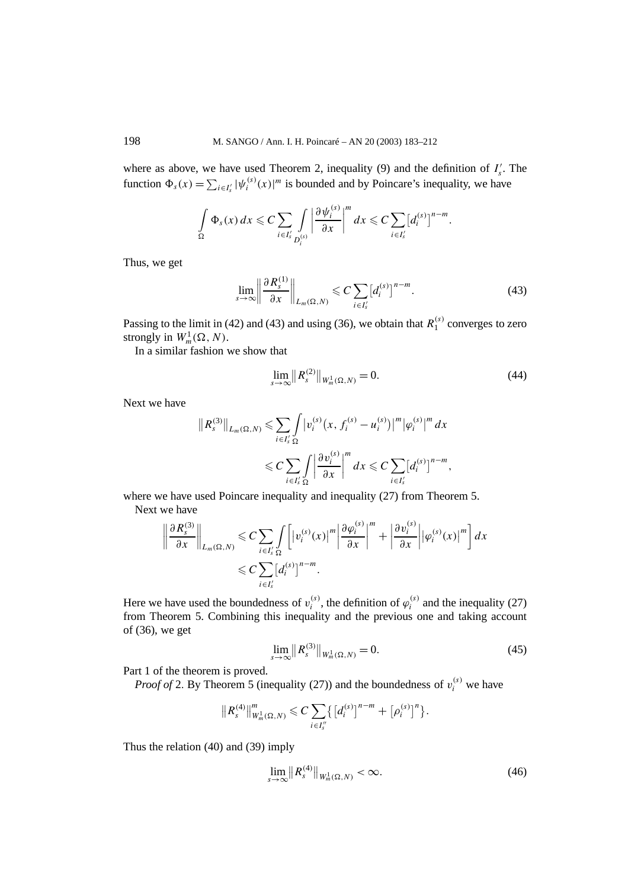where as above, we have used Theorem 2, inequality (9) and the definition of $I_s'$. The function $\Phi_s(x) = \sum_{i\in I_s'} |\psi_i^{(s)}(x)|^m$ is bounded and by Poincare's inequality, we have

$$\int_{\Omega} \Phi_s(x)\,dx \leqslant C \sum_{i\in I_s'} \int_{D_i^{(s)}} \left|\frac{\partial \psi_i^{(s)}}{\partial x}\right|^m dx \leqslant C \sum_{i\in I_s'} \left[d_i^{(s)}\right]^{n-m}.$$

Thus, we get

$$\varlimsup_{s\to\infty} \left\| \frac{\partial R_s^{(1)}}{\partial x} \right\|_{L_m(\Omega,N)} \leqslant C \sum_{i\in I_s'} \left[d_i^{(s)}\right]^{n-m}. \tag{43}$$

Passing to the limit in (42) and (43) and using (36), we obtain that $R_1^{(s)}$ converges to zero strongly in $W_m^1(\Omega, N)$.

In a similar fashion we show that

$$\lim_{s\to\infty} \left\| R_s^{(2)} \right\|_{W_m^1(\Omega,N)} = 0. \tag{44}$$

Next we have

$$\begin{aligned} \left\| R_s^{(3)} \right\|_{L_m(\Omega,N)} &\leqslant \sum_{i\in I_s'} \int_{\Omega} \left| v_i^{(s)}\left(x, f_i^{(s)} - u_i^{(s)}\right) \right|^m \left|\varphi_i^{(s)}\right|^m dx \\ &\leqslant C \sum_{i\in I_s'} \int_{\Omega} \left| \frac{\partial v_i^{(s)}}{\partial x} \right|^m dx \leqslant C \sum_{i\in I_s'} \left[d_i^{(s)}\right]^{n-m}, \end{aligned}$$

where we have used Poincare inequality and inequality (27) from Theorem 5.

Next we have

$$\begin{aligned} \left\| \frac{\partial R_s^{(3)}}{\partial x} \right\|_{L_m(\Omega,N)} &\leqslant C \sum_{i\in I_s'} \int_{\Omega} \left[ \left| v_i^{(s)}(x) \right|^m \left| \frac{\partial \varphi_i^{(s)}}{\partial x} \right|^m + \left| \frac{\partial v_i^{(s)}}{\partial x} \right| \left| \varphi_i^{(s)}(x) \right|^m \right] dx \\ &\leqslant C \sum_{i\in I_s'} \left[d_i^{(s)}\right]^{n-m}. \end{aligned}$$

Here we have used the boundedness of $v_i^{(s)}$, the definition of $\varphi_i^{(s)}$ and the inequality (27) from Theorem 5. Combining this inequality and the previous one and taking account of (36), we get

$$\lim_{s\to\infty} \left\| R_s^{(3)} \right\|_{W_m^1(\Omega,N)} = 0. \tag{45}$$

Part 1 of the theorem is proved.

*Proof of* 2. By Theorem 5 (inequality (27)) and the boundedness of $v_i^{(s)}$ we have

$$\left\| R_s^{(4)} \right\|_{W_m^1(\Omega,N)}^m \leqslant C \sum_{i\in I_s''} \left\{ \left[d_i^{(s)}\right]^{n-m} + \left[\rho_i^{(s)}\right]^n \right\}.$$

Thus the relation (40) and (39) imply

$$\varlimsup_{s\to\infty} \left\| R_s^{(4)} \right\|_{W_m^1(\Omega,N)} < \infty. \tag{46}$$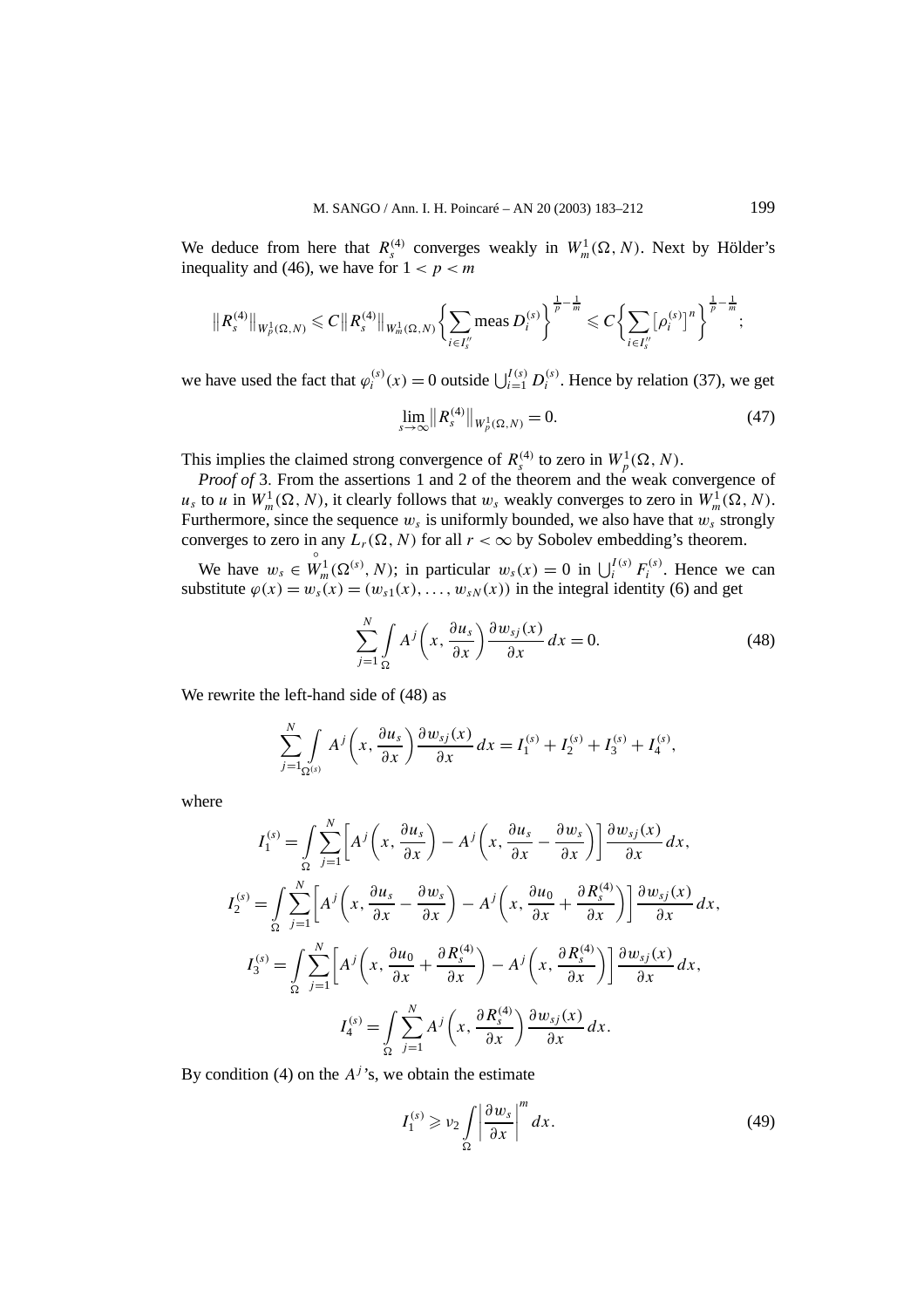We deduce from here that $R_s^{(4)}$ converges weakly in $W_m^1(\Omega, N)$. Next by Hölder's inequality and (46), we have for $1 < p < m$

$$\|R_s^{(4)}\|_{W_p^1(\Omega,N)} \leqslant C\|R_s^{(4)}\|_{W_m^1(\Omega,N)} \left\{\sum_{i \in I_s''} \operatorname{meas} D_i^{(s)}\right\}^{\frac{1}{p}-\frac{1}{m}} \leqslant C\left\{\sum_{i \in I_s''} \left[\rho_i^{(s)}\right]^n\right\}^{\frac{1}{p}-\frac{1}{m}};$$

we have used the fact that $\varphi_i^{(s)}(x) = 0$ outside $\bigcup_{i=1}^{I(s)} D_i^{(s)}$. Hence by relation (37), we get

$$\lim_{s \to \infty} \|R_s^{(4)}\|_{W_p^1(\Omega,N)} = 0. \tag{47}$$

This implies the claimed strong convergence of $R_s^{(4)}$ to zero in $W_p^1(\Omega, N)$.

*Proof of* 3. From the assertions 1 and 2 of the theorem and the weak convergence of $u_s$ to $u$ in $W_m^1(\Omega, N)$, it clearly follows that $w_s$ weakly converges to zero in $W_m^1(\Omega, N)$. Furthermore, since the sequence $w_s$ is uniformly bounded, we also have that $w_s$ strongly converges to zero in any $L_r(\Omega, N)$ for all $r < \infty$ by Sobolev embedding's theorem.

We have $w_s \in \overset{\circ}{W}{}_m^1(\Omega^{(s)}, N)$; in particular $w_s(x) = 0$ in $\bigcup_i^{I(s)} F_i^{(s)}$. Hence we can substitute $\varphi(x) = w_s(x) = (w_{s1}(x), \ldots, w_{sN}(x))$ in the integral identity (6) and get

$$\sum_{j=1}^{N} \int_{\Omega} A^j\left(x, \frac{\partial u_s}{\partial x}\right) \frac{\partial w_{sj}(x)}{\partial x}\, dx = 0. \tag{48}$$

We rewrite the left-hand side of (48) as

$$\sum_{j=1}^{N} \int_{\Omega^{(s)}} A^j\left(x, \frac{\partial u_s}{\partial x}\right) \frac{\partial w_{sj}(x)}{\partial x}\, dx = I_1^{(s)} + I_2^{(s)} + I_3^{(s)} + I_4^{(s)},$$

where

$$I_1^{(s)} = \int_{\Omega} \sum_{j=1}^{N} \left[A^j\left(x, \frac{\partial u_s}{\partial x}\right) - A^j\left(x, \frac{\partial u_s}{\partial x} - \frac{\partial w_s}{\partial x}\right)\right] \frac{\partial w_{sj}(x)}{\partial x}\, dx,$$

$$I_2^{(s)} = \int_{\Omega} \sum_{j=1}^{N} \left[A^j\left(x, \frac{\partial u_s}{\partial x} - \frac{\partial w_s}{\partial x}\right) - A^j\left(x, \frac{\partial u_0}{\partial x} + \frac{\partial R_s^{(4)}}{\partial x}\right)\right] \frac{\partial w_{sj}(x)}{\partial x}\, dx,$$

$$I_3^{(s)} = \int_{\Omega} \sum_{j=1}^{N} \left[A^j\left(x, \frac{\partial u_0}{\partial x} + \frac{\partial R_s^{(4)}}{\partial x}\right) - A^j\left(x, \frac{\partial R_s^{(4)}}{\partial x}\right)\right] \frac{\partial w_{sj}(x)}{\partial x}\, dx,$$

$$I_4^{(s)} = \int_{\Omega} \sum_{j=1}^{N} A^j\left(x, \frac{\partial R_s^{(4)}}{\partial x}\right) \frac{\partial w_{sj}(x)}{\partial x}\, dx.$$

By condition (4) on the $A^j$'s, we obtain the estimate

$$I_1^{(s)} \geqslant \nu_2 \int_{\Omega} \left|\frac{\partial w_s}{\partial x}\right|^m dx. \tag{49}$$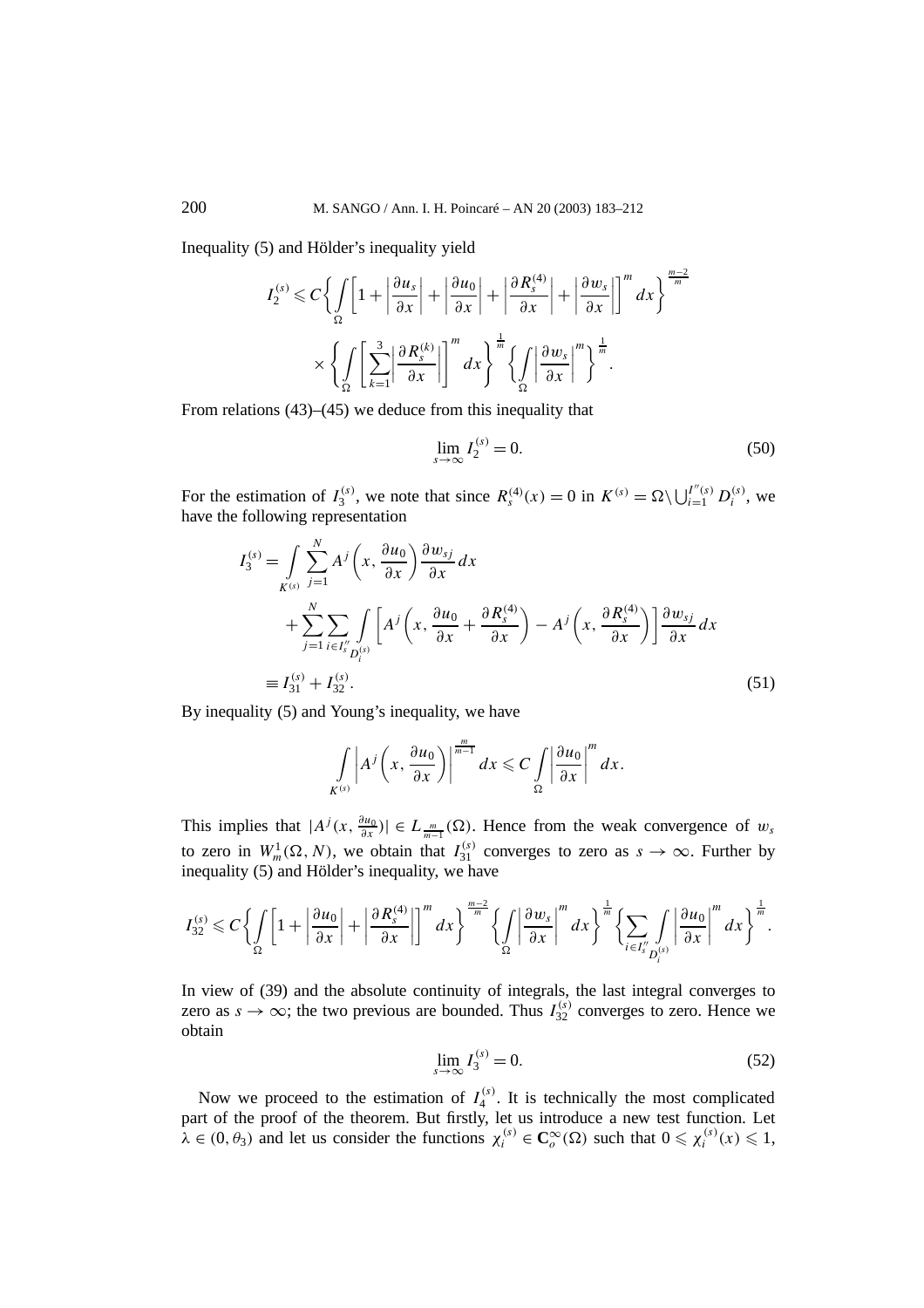Inequality (5) and Hölder's inequality yield

$$I_2^{(s)} \leqslant C\left\{\int_\Omega \left[1+\left|\frac{\partial u_s}{\partial x}\right|+\left|\frac{\partial u_0}{\partial x}\right|+\left|\frac{\partial R_s^{(4)}}{\partial x}\right|+\left|\frac{\partial w_s}{\partial x}\right|\right]^m dx\right\}^{\frac{m-2}{m}}$$

$$\times\left\{\int_\Omega \left[\sum_{k=1}^{3}\left|\frac{\partial R_s^{(k)}}{\partial x}\right|\right]^m dx\right\}^{\frac{1}{m}}\left\{\int_\Omega \left|\frac{\partial w_s}{\partial x}\right|^m\right\}^{\frac{1}{m}}.$$

From relations (43)–(45) we deduce from this inequality that

$$\lim_{s\to\infty} I_2^{(s)} = 0. \tag{50}$$

For the estimation of $I_3^{(s)}$, we note that since $R_s^{(4)}(x) = 0$ in $K^{(s)} = \Omega\setminus\bigcup_{i=1}^{I''(s)} D_i^{(s)}$, we have the following representation

$$\begin{aligned}
I_3^{(s)} &= \int_{K^{(s)}} \sum_{j=1}^{N} A^j\left(x, \frac{\partial u_0}{\partial x}\right)\frac{\partial w_{sj}}{\partial x}\,dx \\
&\quad + \sum_{j=1}^{N}\sum_{i\in I_s''}\int_{D_i^{(s)}} \left[A^j\left(x, \frac{\partial u_0}{\partial x}+\frac{\partial R_s^{(4)}}{\partial x}\right) - A^j\left(x, \frac{\partial R_s^{(4)}}{\partial x}\right)\right]\frac{\partial w_{sj}}{\partial x}\,dx \\
&\equiv I_{31}^{(s)} + I_{32}^{(s)}.
\end{aligned} \tag{51}$$

By inequality (5) and Young's inequality, we have

$$\int_{K^{(s)}} \left|A^j\left(x, \frac{\partial u_0}{\partial x}\right)\right|^{\frac{m}{m-1}} dx \leqslant C\int_\Omega \left|\frac{\partial u_0}{\partial x}\right|^m dx.$$

This implies that $|A^j(x, \frac{\partial u_0}{\partial x})| \in L_{\frac{m}{m-1}}(\Omega)$. Hence from the weak convergence of $w_s$ to zero in $W_m^1(\Omega, N)$, we obtain that $I_{31}^{(s)}$ converges to zero as $s\to\infty$. Further by inequality (5) and Hölder's inequality, we have

$$I_{32}^{(s)} \leqslant C\left\{\int_\Omega \left[1+\left|\frac{\partial u_0}{\partial x}\right|+\left|\frac{\partial R_s^{(4)}}{\partial x}\right|\right]^m dx\right\}^{\frac{m-2}{m}}\left\{\int_\Omega\left|\frac{\partial w_s}{\partial x}\right|^m dx\right\}^{\frac{1}{m}}\left\{\sum_{i\in I_s''}\int_{D_i^{(s)}}\left|\frac{\partial u_0}{\partial x}\right|^m dx\right\}^{\frac{1}{m}}.$$

In view of (39) and the absolute continuity of integrals, the last integral converges to zero as $s\to\infty$; the two previous are bounded. Thus $I_{32}^{(s)}$ converges to zero. Hence we obtain

$$\lim_{s\to\infty} I_3^{(s)} = 0. \tag{52}$$

Now we proceed to the estimation of $I_4^{(s)}$. It is technically the most complicated part of the proof of the theorem. But firstly, let us introduce a new test function. Let $\lambda\in(0,\theta_3)$ and let us consider the functions $\chi_i^{(s)}\in \mathbf{C}_o^\infty(\Omega)$ such that $0\leqslant \chi_i^{(s)}(x)\leqslant 1$,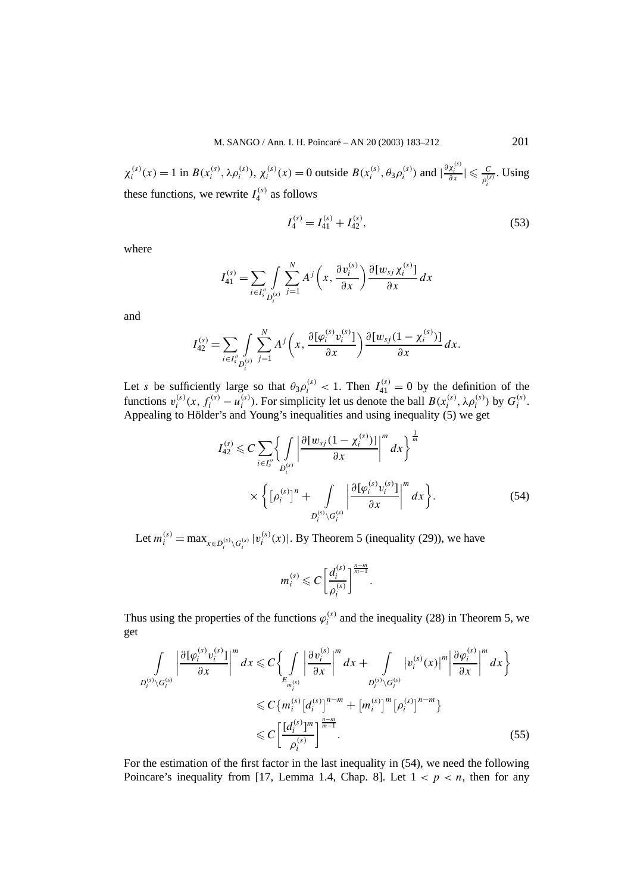$\chi_i^{(s)}(x) = 1$ in $B(x_i^{(s)}, \lambda\rho_i^{(s)})$, $\chi_i^{(s)}(x) = 0$ outside $B(x_i^{(s)}, \theta_3\rho_i^{(s)})$ and $|\frac{\partial \chi_i^{(s)}}{\partial x}| \leqslant \frac{C}{\rho_i^{(s)}}$. Using these functions, we rewrite $I_4^{(s)}$ as follows

$$I_4^{(s)} = I_{41}^{(s)} + I_{42}^{(s)}, \tag{53}$$

where

$$I_{41}^{(s)} = \sum_{i \in I_s''} \int_{D_i^{(s)}} \sum_{j=1}^{N} A^j\left(x, \frac{\partial v_i^{(s)}}{\partial x}\right) \frac{\partial [w_{sj}\chi_i^{(s)}]}{\partial x}\, dx$$

and

$$I_{42}^{(s)} = \sum_{i \in I_s''} \int_{D_i^{(s)}} \sum_{j=1}^{N} A^j\left(x, \frac{\partial [\varphi_i^{(s)} v_i^{(s)}]}{\partial x}\right) \frac{\partial [w_{sj}(1-\chi_i^{(s)})]}{\partial x}\, dx.$$

Let $s$ be sufficiently large so that $\theta_3\rho_i^{(s)} < 1$. Then $I_{41}^{(s)} = 0$ by the definition of the functions $v_i^{(s)}(x, f_i^{(s)} - u_i^{(s)})$. For simplicity let us denote the ball $B(x_i^{(s)}, \lambda\rho_i^{(s)})$ by $G_i^{(s)}$. Appealing to Hölder's and Young's inequalities and using inequality (5) we get

$$\begin{aligned} I_{42}^{(s)} \leqslant C \sum_{i \in I_s''} &\left\{ \int_{D_i^{(s)}} \left| \frac{\partial [w_{sj}(1-\chi_i^{(s)})]}{\partial x} \right|^m dx \right\}^{\frac{1}{m}} \\ &\times \left\{ \left[\rho_i^{(s)}\right]^n + \int_{D_i^{(s)} \setminus G_i^{(s)}} \left| \frac{\partial [\varphi_i^{(s)} v_i^{(s)}]}{\partial x} \right|^m dx \right\}. \end{aligned} \tag{54}$$

Let $m_i^{(s)} = \max_{x \in D_i^{(s)} \setminus G_i^{(s)}} |v_i^{(s)}(x)|$. By Theorem 5 (inequality (29)), we have

$$m_i^{(s)} \leqslant C\left[\frac{d_i^{(s)}}{\rho_i^{(s)}}\right]^{\frac{n-m}{m-1}}.$$

Thus using the properties of the functions $\varphi_i^{(s)}$ and the inequality (28) in Theorem 5, we get

$$\begin{aligned} \int_{D_i^{(s)} \setminus G_i^{(s)}} \left| \frac{\partial [\varphi_i^{(s)} v_i^{(s)}]}{\partial x} \right|^m dx &\leqslant C\left\{ \int_{E_{m_i^{(s)}}} \left| \frac{\partial v_i^{(s)}}{\partial x} \right|^m dx + \int_{D_i^{(s)} \setminus G_i^{(s)}} \left|v_i^{(s)}(x)\right|^m \left| \frac{\partial \varphi_i^{(s)}}{\partial x} \right|^m dx \right\} \\ &\leqslant C\left\{ m_i^{(s)}\left[d_i^{(s)}\right]^{n-m} + \left[m_i^{(s)}\right]^m \left[\rho_i^{(s)}\right]^{n-m} \right\} \\ &\leqslant C\left[\frac{[d_i^{(s)}]^m}{\rho_i^{(s)}}\right]^{\frac{n-m}{m-1}}. \end{aligned} \tag{55}$$

For the estimation of the first factor in the last inequality in (54), we need the following Poincare's inequality from [17, Lemma 1.4, Chap. 8]. Let $1 < p < n$, then for any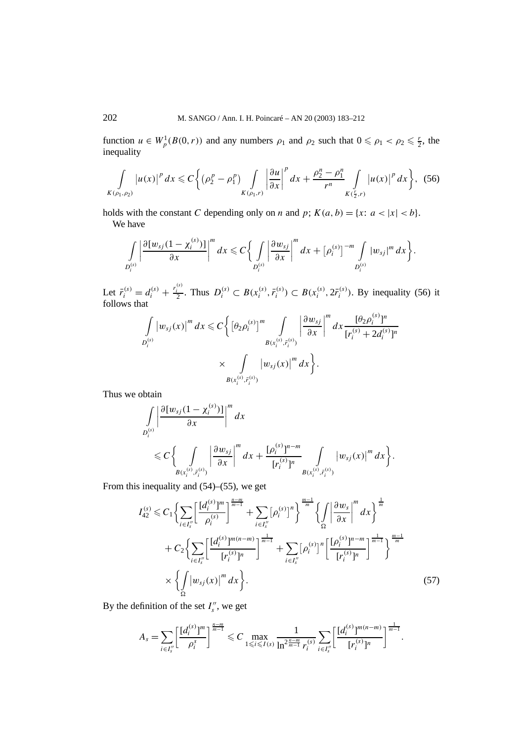function $u \in W_p^1(B(0,r))$ and any numbers $\rho_1$ and $\rho_2$ such that $0 \leqslant \rho_1 < \rho_2 \leqslant \frac{r}{2}$, the inequality

$$\int\limits_{K(\rho_1,\rho_2)} \left|u(x)\right|^p dx \leqslant C\left\{\left(\rho_2^p - \rho_1^p\right) \int\limits_{K(\rho_1,r)} \left|\frac{\partial u}{\partial x}\right|^p dx + \frac{\rho_2^n - \rho_1^n}{r^n} \int\limits_{K(\frac{r}{2},r)} \left|u(x)\right|^p dx\right\}, \quad (56)$$

holds with the constant $C$ depending only on $n$ and $p$; $K(a,b) = \{x\colon a < |x| < b\}$.

We have

$$\int\limits_{D_i^{(s)}} \left|\frac{\partial[w_{sj}(1-\chi_i^{(s)})]}{\partial x}\right|^m dx \leqslant C\left\{\int\limits_{D_i^{(s)}} \left|\frac{\partial w_{sj}}{\partial x}\right|^m dx + \left[\rho_i^{(s)}\right]^{-m} \int\limits_{D_i^{(s)}} |w_{sj}|^m dx\right\}.$$

Let $\bar{r}_i^{(s)} = d_i^{(s)} + \frac{r_i^{(s)}}{2}$. Thus $D_i^{(s)} \subset B(x_i^{(s)}, \bar{r}_i^{(s)}) \subset B(x_i^{(s)}, 2\bar{r}_i^{(s)})$. By inequality (56) it follows that

$$\int\limits_{D_i^{(s)}} \left|w_{sj}(x)\right|^m dx \leqslant C\left\{\left[\theta_2\rho_i^{(s)}\right]^m \int\limits_{B(x_i^{(s)},\bar{r}_i^{(s)})} \left|\frac{\partial w_{sj}}{\partial x}\right|^m dx \frac{[\theta_2\rho_i^{(s)}]^n}{[r_i^{(s)} + 2d_i^{(s)}]^n} \times \int\limits_{B(x_i^{(s)},\bar{r}_i^{(s)})} \left|w_{sj}(x)\right|^m dx\right\}.$$

Thus we obtain

$$\int\limits_{D_i^{(s)}} \left|\frac{\partial[w_{sj}(1-\chi_i^{(s)})]}{\partial x}\right|^m dx \leqslant C\left\{\int\limits_{B(x_i^{(s)},\bar{r}_i^{(s)})} \left|\frac{\partial w_{sj}}{\partial x}\right|^m dx + \frac{[\rho_i^{(s)}]^{n-m}}{[r_i^{(s)}]^n} \int\limits_{B(x_i^{(s)},\bar{r}_i^{(s)})} \left|w_{sj}(x)\right|^m dx\right\}.$$

From this inequality and (54)–(55), we get

$$\begin{aligned}
I_{42}^{(s)} \leqslant{} & C_1\left\{\sum_{i\in I_s''}\left[\frac{[d_i^{(s)}]^m}{\rho_i^{(s)}}\right]^{\frac{n-m}{m-1}} + \sum_{i\in I_s''}\left[\rho_i^{(s)}\right]^n\right\}^{\frac{m-1}{m}} \left\{\int\limits_\Omega \left|\frac{\partial w_s}{\partial x}\right|^m dx\right\}^{\frac{1}{m}} \\
& + C_2\left\{\sum_{i\in I_s''}\left[\frac{[d_i^{(s)}]^{m(n-m)}}{[r_i^{(s)}]^n}\right]^{\frac{1}{m-1}} + \sum_{i\in I_s''}\left[\rho_i^{(s)}\right]^n\left[\frac{[\rho_i^{(s)}]^{n-m}}{[r_i^{(s)}]^n}\right]^{\frac{1}{m-1}}\right\}^{\frac{m-1}{m}} \\
& \times \left\{\int\limits_\Omega \left|w_{sj}(x)\right|^m dx\right\}. 
\end{aligned} \quad (57)$$

By the definition of the set $I_s''$, we get

$$A_s = \sum_{i\in I_s''}\left[\frac{[d_i^{(s)}]^m}{\rho_i^s}\right]^{\frac{n-m}{m-1}} \leqslant C \max_{1\leqslant i\leqslant I(s)} \frac{1}{\ln^{2\frac{n-m}{m-1}} r_i^{(s)}} \sum_{i\in I_s''}\left[\frac{[d_i^{(s)}]^{m(n-m)}}{[r_i^{(s)}]^n}\right]^{\frac{1}{m-1}}.$$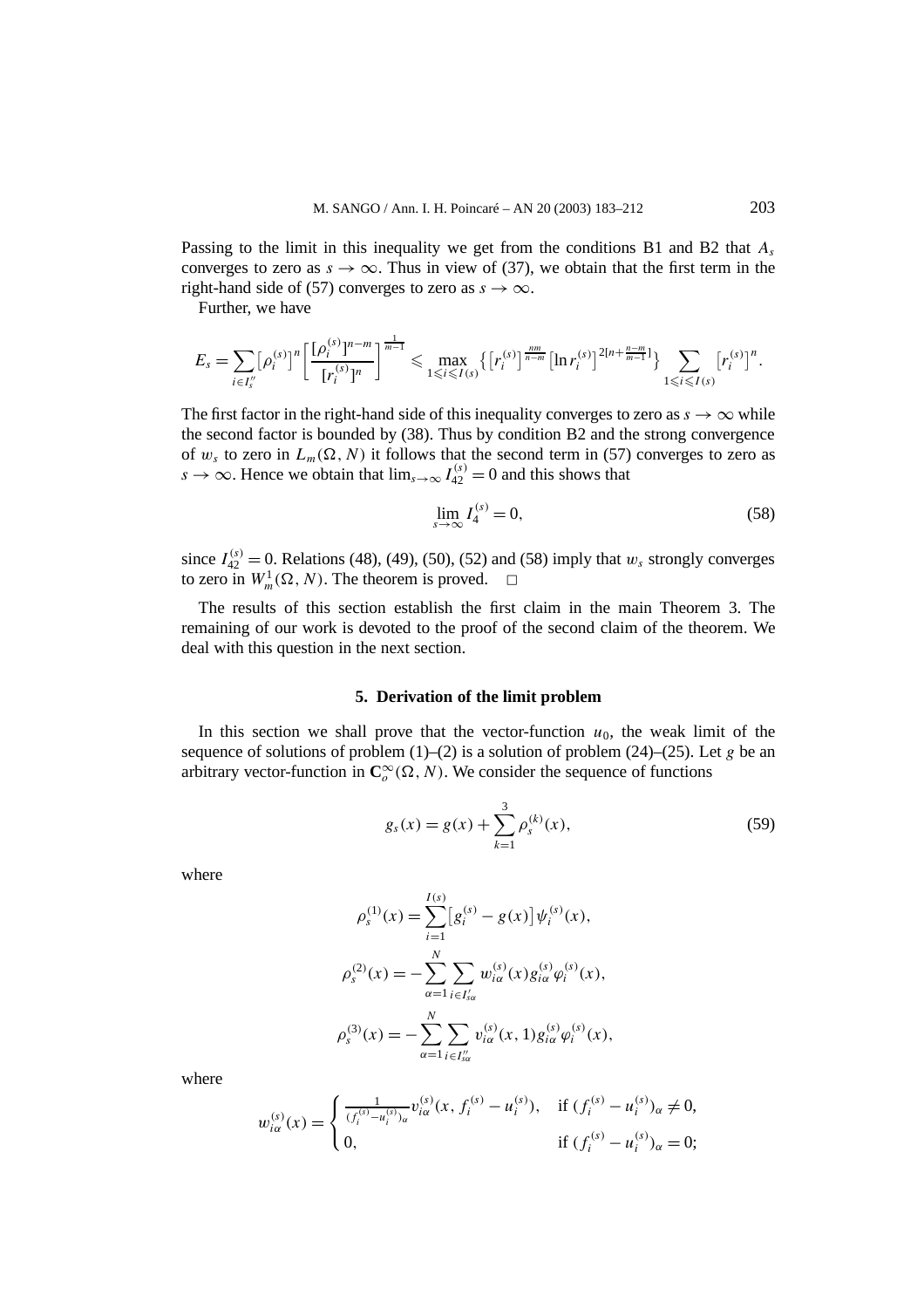Passing to the limit in this inequality we get from the conditions B1 and B2 that $A_s$ converges to zero as $s \to \infty$. Thus in view of (37), we obtain that the first term in the right-hand side of (57) converges to zero as $s \to \infty$.

Further, we have

$$E_s = \sum_{i \in I_s''} \left[\rho_i^{(s)}\right]^n \left[\frac{[\rho_i^{(s)}]^{n-m}}{[r_i^{(s)}]^n}\right]^{\frac{1}{m-1}} \leqslant \max_{1 \leqslant i \leqslant I(s)} \left\{\left[r_i^{(s)}\right]^{\frac{nm}{n-m}} \left[\ln r_i^{(s)}\right]^{2[n+\frac{n-m}{m-1}]}\right\} \sum_{1 \leqslant i \leqslant I(s)} \left[r_i^{(s)}\right]^n.$$

The first factor in the right-hand side of this inequality converges to zero as $s \to \infty$ while the second factor is bounded by (38). Thus by condition B2 and the strong convergence of $w_s$ to zero in $L_m(\Omega, N)$ it follows that the second term in (57) converges to zero as $s \to \infty$. Hence we obtain that $\lim_{s\to\infty} I_{42}^{(s)} = 0$ and this shows that

$$\lim_{s\to\infty} I_4^{(s)} = 0, \tag{58}$$

since $I_{42}^{(s)} = 0$. Relations (48), (49), (50), (52) and (58) imply that $w_s$ strongly converges to zero in $W_m^1(\Omega, N)$. The theorem is proved. $\square$

The results of this section establish the first claim in the main Theorem 3. The remaining of our work is devoted to the proof of the second claim of the theorem. We deal with this question in the next section.

## 5. Derivation of the limit problem

In this section we shall prove that the vector-function $u_0$, the weak limit of the sequence of solutions of problem (1)–(2) is a solution of problem (24)–(25). Let $g$ be an arbitrary vector-function in $\mathbf{C}_o^\infty(\Omega, N)$. We consider the sequence of functions

$$g_s(x) = g(x) + \sum_{k=1}^{3} \rho_s^{(k)}(x), \tag{59}$$

where

$$\rho_s^{(1)}(x) = \sum_{i=1}^{I(s)} \left[g_i^{(s)} - g(x)\right] \psi_i^{(s)}(x),$$

$$\rho_s^{(2)}(x) = -\sum_{\alpha=1}^{N} \sum_{i \in I_{s\alpha}'} w_{i\alpha}^{(s)}(x) g_{i\alpha}^{(s)} \varphi_i^{(s)}(x),$$

$$\rho_s^{(3)}(x) = -\sum_{\alpha=1}^{N} \sum_{i \in I_{s\alpha}''} v_{i\alpha}^{(s)}(x, 1) g_{i\alpha}^{(s)} \varphi_i^{(s)}(x),$$

where

$$w_{i\alpha}^{(s)}(x) = \begin{cases} \frac{1}{(f_i^{(s)} - u_i^{(s)})_\alpha} v_{i\alpha}^{(s)}(x, f_i^{(s)} - u_i^{(s)}), & \text{if } (f_i^{(s)} - u_i^{(s)})_\alpha \neq 0, \\ 0, & \text{if } (f_i^{(s)} - u_i^{(s)})_\alpha = 0; \end{cases}$$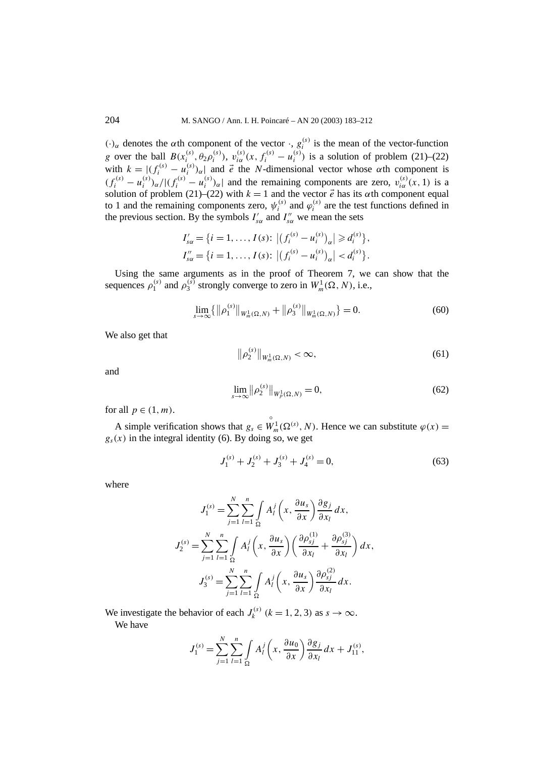$(\cdot)_\alpha$ denotes the $\alpha$th component of the vector $\cdot$, $g_i^{(s)}$ is the mean of the vector-function $g$ over the ball $B(x_i^{(s)}, \theta_2\rho_i^{(s)})$, $v_{i\alpha}^{(s)}(x, f_i^{(s)} - u_i^{(s)})$ is a solution of problem (21)–(22) with $k = |(f_i^{(s)} - u_i^{(s)})_\alpha|$ and $\vec{e}$ the $N$-dimensional vector whose $\alpha$th component is $(f_i^{(s)} - u_i^{(s)})_\alpha / |(f_i^{(s)} - u_i^{(s)})_\alpha|$ and the remaining components are zero, $v_{i\alpha}^{(s)}(x, 1)$ is a solution of problem (21)–(22) with $k = 1$ and the vector $\vec{e}$ has its $\alpha$th component equal to 1 and the remaining components zero, $\psi_i^{(s)}$ and $\varphi_i^{(s)}$ are the test functions defined in the previous section. By the symbols $I'_{s\alpha}$ and $I''_{s\alpha}$ we mean the sets

$$I'_{s\alpha} = \{i = 1, \ldots, I(s)\colon \left|(f_i^{(s)} - u_i^{(s)})_\alpha\right| \geqslant d_i^{(s)}\},$$
$$I''_{s\alpha} = \{i = 1, \ldots, I(s)\colon \left|(f_i^{(s)} - u_i^{(s)})_\alpha\right| < d_i^{(s)}\}.$$

Using the same arguments as in the proof of Theorem 7, we can show that the sequences $\rho_1^{(s)}$ and $\rho_3^{(s)}$ strongly converge to zero in $W_m^1(\Omega, N)$, i.e.,

$$\lim_{s\to\infty}\left\{\left\|\rho_1^{(s)}\right\|_{W_m^1(\Omega,N)} + \left\|\rho_3^{(s)}\right\|_{W_m^1(\Omega,N)}\right\} = 0. \tag{60}$$

We also get that

$$\left\|\rho_2^{(s)}\right\|_{W_m^1(\Omega,N)} < \infty, \tag{61}$$

and

$$\lim_{s\to\infty}\left\|\rho_2^{(s)}\right\|_{W_p^1(\Omega,N)} = 0, \tag{62}$$

for all $p \in (1, m)$.

A simple verification shows that $g_s \in \overset{\circ}{W}{}_m^1(\Omega^{(s)}, N)$. Hence we can substitute $\varphi(x) = g_s(x)$ in the integral identity (6). By doing so, we get

$$J_1^{(s)} + J_2^{(s)} + J_3^{(s)} + J_4^{(s)} = 0, \tag{63}$$

where

$$J_1^{(s)} = \sum_{j=1}^{N}\sum_{l=1}^{n}\int_{\Omega} A_l^j\left(x, \frac{\partial u_s}{\partial x}\right)\frac{\partial g_j}{\partial x_l}\,dx,$$
$$J_2^{(s)} = \sum_{j=1}^{N}\sum_{l=1}^{n}\int_{\Omega} A_l^j\left(x, \frac{\partial u_s}{\partial x}\right)\left(\frac{\partial \rho_{sj}^{(1)}}{\partial x_l} + \frac{\partial \rho_{sj}^{(3)}}{\partial x_l}\right)dx,$$
$$J_3^{(s)} = \sum_{j=1}^{N}\sum_{l=1}^{n}\int_{\Omega} A_l^j\left(x, \frac{\partial u_s}{\partial x}\right)\frac{\partial \rho_{sj}^{(2)}}{\partial x_l}\,dx.$$

We investigate the behavior of each $J_k^{(s)}$ $(k = 1, 2, 3)$ as $s \to \infty$.

We have

$$J_1^{(s)} = \sum_{j=1}^{N}\sum_{l=1}^{n}\int_{\Omega} A_l^j\left(x, \frac{\partial u_0}{\partial x}\right)\frac{\partial g_j}{\partial x_l}\,dx + J_{11}^{(s)},$$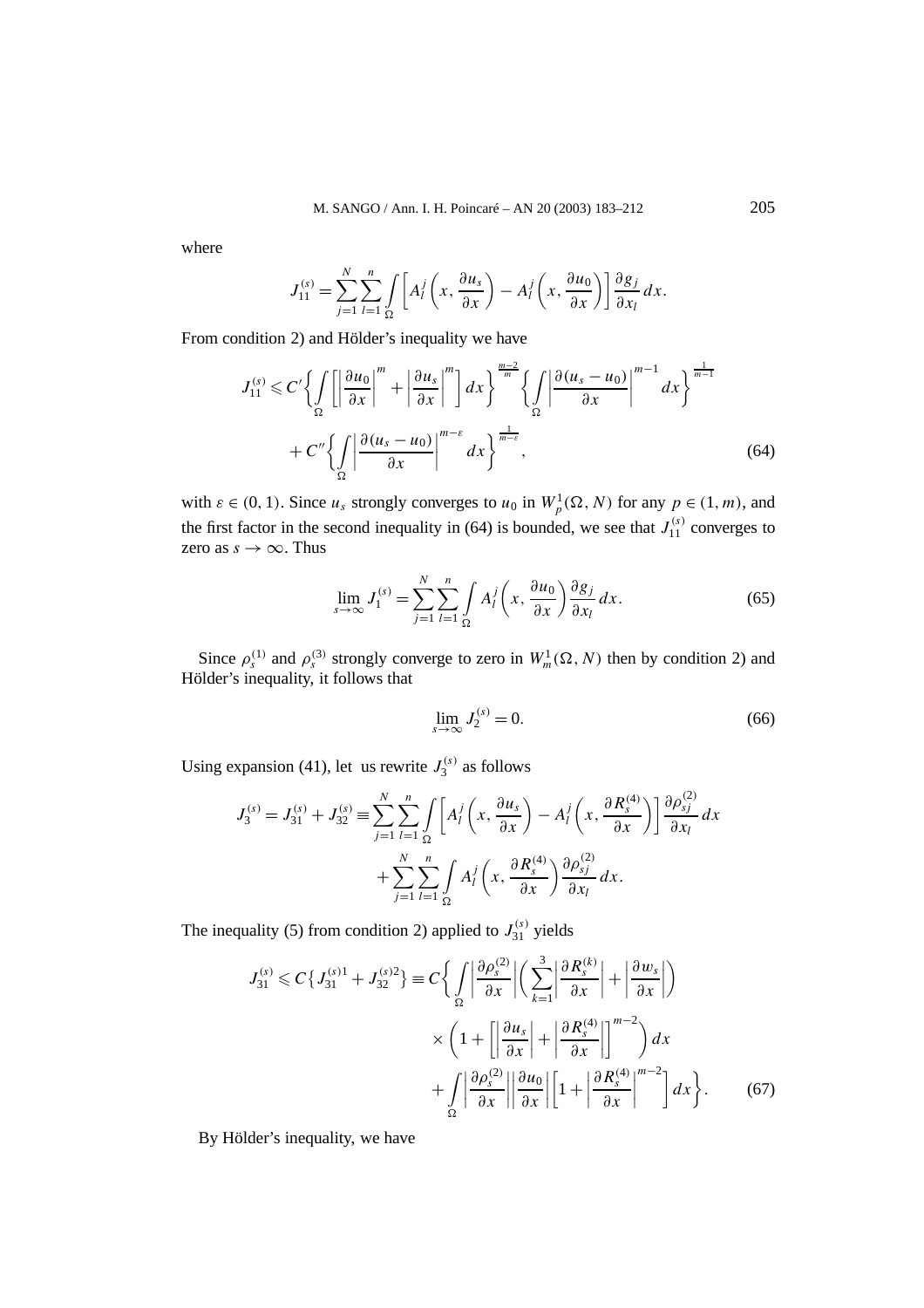where

$$J_{11}^{(s)} = \sum_{j=1}^{N} \sum_{l=1}^{n} \int_{\Omega} \left[ A_l^j \left( x, \frac{\partial u_s}{\partial x} \right) - A_l^j \left( x, \frac{\partial u_0}{\partial x} \right) \right] \frac{\partial g_j}{\partial x_l} \, dx.$$

From condition 2) and Hölder's inequality we have

$$\begin{aligned} J_{11}^{(s)} \leqslant\ & C' \left\{ \int_{\Omega} \left[ \left| \frac{\partial u_0}{\partial x} \right|^m + \left| \frac{\partial u_s}{\partial x} \right|^m \right] dx \right\}^{\frac{m-2}{m}} \left\{ \int_{\Omega} \left| \frac{\partial (u_s - u_0)}{\partial x} \right|^{m-1} dx \right\}^{\frac{1}{m-1}} \\ & + C'' \left\{ \int_{\Omega} \left| \frac{\partial (u_s - u_0)}{\partial x} \right|^{m-\varepsilon} dx \right\}^{\frac{1}{m-\varepsilon}}, \end{aligned} \tag{64}$$

with $\varepsilon \in (0,1)$. Since $u_s$ strongly converges to $u_0$ in $W_p^1(\Omega, N)$ for any $p \in (1, m)$, and the first factor in the second inequality in (64) is bounded, we see that $J_{11}^{(s)}$ converges to zero as $s \to \infty$. Thus

$$\lim_{s \to \infty} J_1^{(s)} = \sum_{j=1}^{N} \sum_{l=1}^{n} \int_{\Omega} A_l^j \left( x, \frac{\partial u_0}{\partial x} \right) \frac{\partial g_j}{\partial x_l} \, dx. \tag{65}$$

Since $\rho_s^{(1)}$ and $\rho_s^{(3)}$ strongly converge to zero in $W_m^1(\Omega, N)$ then by condition 2) and Hölder's inequality, it follows that

$$\lim_{s \to \infty} J_2^{(s)} = 0. \tag{66}$$

Using expansion (41), let us rewrite $J_3^{(s)}$ as follows

$$\begin{aligned} J_3^{(s)} = J_{31}^{(s)} + J_{32}^{(s)} \equiv & \sum_{j=1}^{N} \sum_{l=1}^{n} \int_{\Omega} \left[ A_l^j \left( x, \frac{\partial u_s}{\partial x} \right) - A_l^j \left( x, \frac{\partial R_s^{(4)}}{\partial x} \right) \right] \frac{\partial \rho_{sj}^{(2)}}{\partial x_l} \, dx \\ & + \sum_{j=1}^{N} \sum_{l=1}^{n} \int_{\Omega} A_l^j \left( x, \frac{\partial R_s^{(4)}}{\partial x} \right) \frac{\partial \rho_{sj}^{(2)}}{\partial x_l} \, dx. \end{aligned}$$

The inequality (5) from condition 2) applied to $J_{31}^{(s)}$ yields

$$\begin{aligned} J_{31}^{(s)} \leqslant C \left\{ J_{31}^{(s)1} + J_{32}^{(s)2} \right\} \equiv C \bigg\{ & \int_{\Omega} \left| \frac{\partial \rho_s^{(2)}}{\partial x} \right| \left( \sum_{k=1}^{3} \left| \frac{\partial R_s^{(k)}}{\partial x} \right| + \left| \frac{\partial w_s}{\partial x} \right| \right) \\ & \times \left( 1 + \left[ \left| \frac{\partial u_s}{\partial x} \right| + \left| \frac{\partial R_s^{(4)}}{\partial x} \right| \right]^{m-2} \right) dx \\ & + \int_{\Omega} \left| \frac{\partial \rho_s^{(2)}}{\partial x} \right| \left| \frac{\partial u_0}{\partial x} \right| \left[ 1 + \left| \frac{\partial R_s^{(4)}}{\partial x} \right|^{m-2} \right] dx \bigg\}. \end{aligned} \tag{67}$$

By Hölder's inequality, we have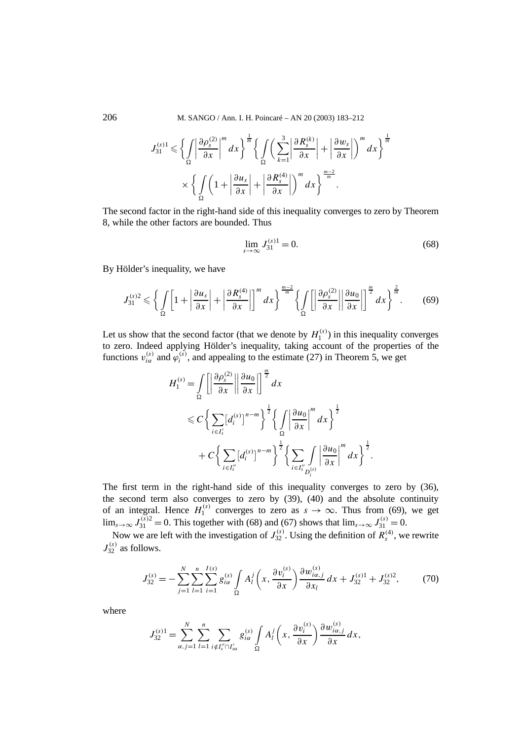$$J_{31}^{(s)1} \leqslant \left\{ \int_\Omega \left| \frac{\partial \rho_s^{(2)}}{\partial x} \right|^m dx \right\}^{\frac{1}{m}} \left\{ \int_\Omega \left( \sum_{k=1}^{3} \left| \frac{\partial R_s^{(k)}}{\partial x} \right| + \left| \frac{\partial w_s}{\partial x} \right| \right)^m dx \right\}^{\frac{1}{m}} \times \left\{ \int_\Omega \left( 1 + \left| \frac{\partial u_s}{\partial x} \right| + \left| \frac{\partial R_s^{(4)}}{\partial x} \right| \right)^m dx \right\}^{\frac{m-2}{m}}.$$

The second factor in the right-hand side of this inequality converges to zero by Theorem 8, while the other factors are bounded. Thus

$$\lim_{s \to \infty} J_{31}^{(s)1} = 0. \tag{68}$$

By Hölder's inequality, we have

$$J_{31}^{(s)2} \leqslant \left\{ \int_\Omega \left[ 1 + \left| \frac{\partial u_s}{\partial x} \right| + \left| \frac{\partial R_s^{(4)}}{\partial x} \right| \right]^m dx \right\}^{\frac{m-2}{m}} \left\{ \int_\Omega \left[ \left| \frac{\partial \rho_s^{(2)}}{\partial x} \right| \left| \frac{\partial u_0}{\partial x} \right| \right]^{\frac{m}{2}} dx \right\}^{\frac{2}{m}}. \tag{69}$$

Let us show that the second factor (that we denote by $H_1^{(s)}$) in this inequality converges to zero. Indeed applying Hölder's inequality, taking account of the properties of the functions $v_{i\alpha}^{(s)}$ and $\varphi_i^{(s)}$, and appealing to the estimate (27) in Theorem 5, we get

$$\begin{aligned} H_1^{(s)} &= \int_\Omega \left[ \left| \frac{\partial \rho_s^{(2)}}{\partial x} \right| \left| \frac{\partial u_0}{\partial x} \right| \right]^{\frac{m}{2}} dx \\ &\leqslant C \left\{ \sum_{i \in I_s'} \left[ d_i^{(s)} \right]^{n-m} \right\}^{\frac{1}{2}} \left\{ \int_\Omega \left| \frac{\partial u_0}{\partial x} \right|^m dx \right\}^{\frac{1}{2}} \\ &\quad + C \left\{ \sum_{i \in I_s''} \left[ d_i^{(s)} \right]^{n-m} \right\}^{\frac{1}{2}} \left\{ \sum_{i \in I_s''} \int_{D_i^{(s)}} \left| \frac{\partial u_0}{\partial x} \right|^m dx \right\}^{\frac{1}{2}}. \end{aligned}$$

The first term in the right-hand side of this inequality converges to zero by (36), the second term also converges to zero by (39), (40) and the absolute continuity of an integral. Hence $H_1^{(s)}$ converges to zero as $s \to \infty$. Thus from (69), we get $\lim_{s\to\infty} J_{31}^{(s)2} = 0$. This together with (68) and (67) shows that $\lim_{s\to\infty} J_{31}^{(s)} = 0$.

Now we are left with the investigation of $J_{32}^{(s)}$. Using the definition of $R_s^{(4)}$, we rewrite $J_{32}^{(s)}$ as follows.

$$J_{32}^{(s)} = -\sum_{j=1}^{N} \sum_{l=1}^{n} \sum_{i=1}^{I(s)} g_{i\alpha}^{(s)} \int_\Omega A_l^j \left( x, \frac{\partial v_i^{(s)}}{\partial x} \right) \frac{\partial w_{i\alpha,j}^{(s)}}{\partial x_l} dx + J_{32}^{(s)1} + J_{32}^{(s)2}, \tag{70}$$

where

$$J_{32}^{(s)1} = \sum_{\alpha,j=1}^{N} \sum_{l=1}^{n} \sum_{i \notin I_s'' \cap I_{s\alpha}'} g_{i\alpha}^{(s)} \int_\Omega A_l^j \left( x, \frac{\partial v_i^{(s)}}{\partial x} \right) \frac{\partial w_{i\alpha,j}^{(s)}}{\partial x} dx,$$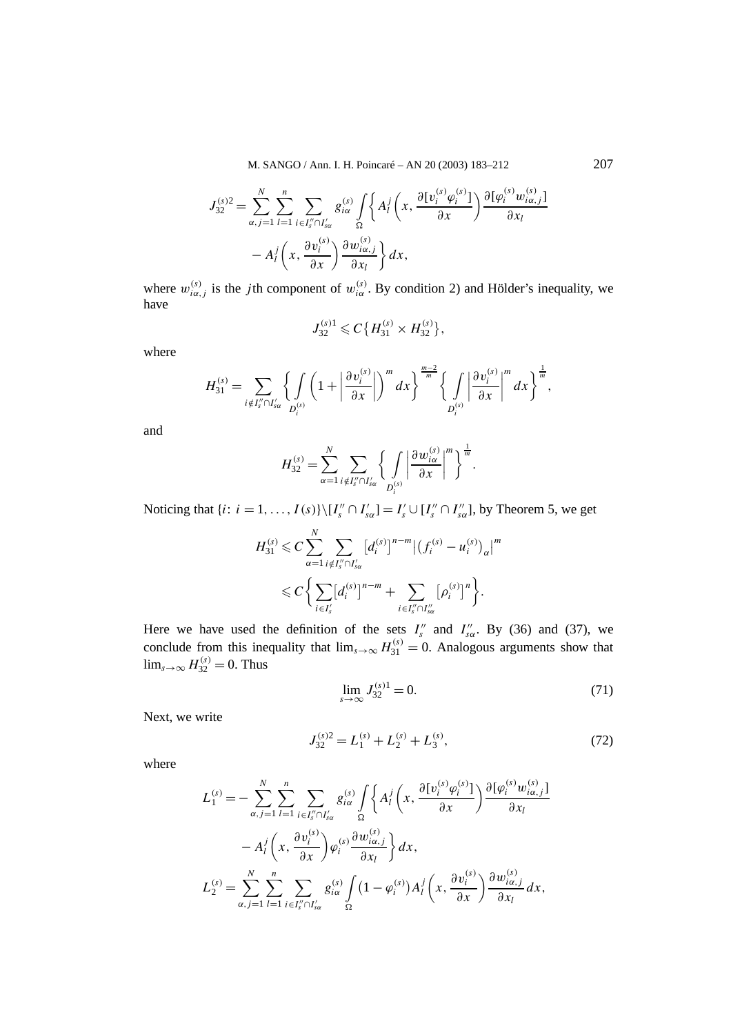$$J_{32}^{(s)2} = \sum_{\alpha,j=1}^{N} \sum_{l=1}^{n} \sum_{i \in I_s'' \cap I_{s\alpha}'} g_{i\alpha}^{(s)} \int_{\Omega} \left\{ A_l^j \left( x, \frac{\partial [v_i^{(s)} \varphi_i^{(s)}]}{\partial x} \right) \frac{\partial [\varphi_i^{(s)} w_{i\alpha,j}^{(s)}]}{\partial x_l} - A_l^j \left( x, \frac{\partial v_i^{(s)}}{\partial x} \right) \frac{\partial w_{i\alpha,j}^{(s)}}{\partial x_l} \right\} dx,$$

where $w_{i\alpha,j}^{(s)}$ is the $j$th component of $w_{i\alpha}^{(s)}$. By condition 2) and Hölder's inequality, we have

$$J_{32}^{(s)1} \leqslant C \{ H_{31}^{(s)} \times H_{32}^{(s)} \},$$

where

$$H_{31}^{(s)} = \sum_{i \notin I_s'' \cap I_{s\alpha}'} \left\{ \int_{D_i^{(s)}} \left( 1 + \left| \frac{\partial v_i^{(s)}}{\partial x} \right| \right)^m dx \right\}^{\frac{m-2}{m}} \left\{ \int_{D_i^{(s)}} \left| \frac{\partial v_i^{(s)}}{\partial x} \right|^m dx \right\}^{\frac{1}{m}},$$

and

$$H_{32}^{(s)} = \sum_{\alpha=1}^{N} \sum_{i \notin I_s'' \cap I_{s\alpha}'} \left\{ \int_{D_i^{(s)}} \left| \frac{\partial w_{i\alpha}^{(s)}}{\partial x} \right|^m \right\}^{\frac{1}{m}}.$$

Noticing that $\{i\colon i = 1, \ldots, I(s)\} \backslash [I_s'' \cap I_{s\alpha}'] = I_s' \cup [I_s'' \cap I_{s\alpha}'']$, by Theorem 5, we get

$$H_{31}^{(s)} \leqslant C \sum_{\alpha=1}^{N} \sum_{i \notin I_s'' \cap I_{s\alpha}'} \left[ d_i^{(s)} \right]^{n-m} \left| \left( f_i^{(s)} - u_i^{(s)} \right)_\alpha \right|^m \leqslant C \left\{ \sum_{i \in I_s'} \left[ d_i^{(s)} \right]^{n-m} + \sum_{i \in I_s'' \cap I_{s\alpha}''} \left[ \rho_i^{(s)} \right]^n \right\}.$$

Here we have used the definition of the sets $I_s''$ and $I_{s\alpha}''$. By (36) and (37), we conclude from this inequality that $\lim_{s\to\infty} H_{31}^{(s)} = 0$. Analogous arguments show that $\lim_{s\to\infty} H_{32}^{(s)} = 0$. Thus

$$\lim_{s\to\infty} J_{32}^{(s)1} = 0. \tag{71}$$

Next, we write

$$J_{32}^{(s)2} = L_1^{(s)} + L_2^{(s)} + L_3^{(s)}, \tag{72}$$

where

$$L_1^{(s)} = - \sum_{\alpha,j=1}^{N} \sum_{l=1}^{n} \sum_{i \in I_s'' \cap I_{s\alpha}'} g_{i\alpha}^{(s)} \int_{\Omega} \left\{ A_l^j \left( x, \frac{\partial [v_i^{(s)} \varphi_i^{(s)}]}{\partial x} \right) \frac{\partial [\varphi_i^{(s)} w_{i\alpha,j}^{(s)}]}{\partial x_l} - A_l^j \left( x, \frac{\partial v_i^{(s)}}{\partial x} \right) \varphi_i^{(s)} \frac{\partial w_{i\alpha,j}^{(s)}}{\partial x_l} \right\} dx,$$

$$L_2^{(s)} = \sum_{\alpha,j=1}^{N} \sum_{l=1}^{n} \sum_{i \in I_s'' \cap I_{s\alpha}'} g_{i\alpha}^{(s)} \int_{\Omega} \left( 1 - \varphi_i^{(s)} \right) A_l^j \left( x, \frac{\partial v_i^{(s)}}{\partial x} \right) \frac{\partial w_{i\alpha,j}^{(s)}}{\partial x_l} dx,$$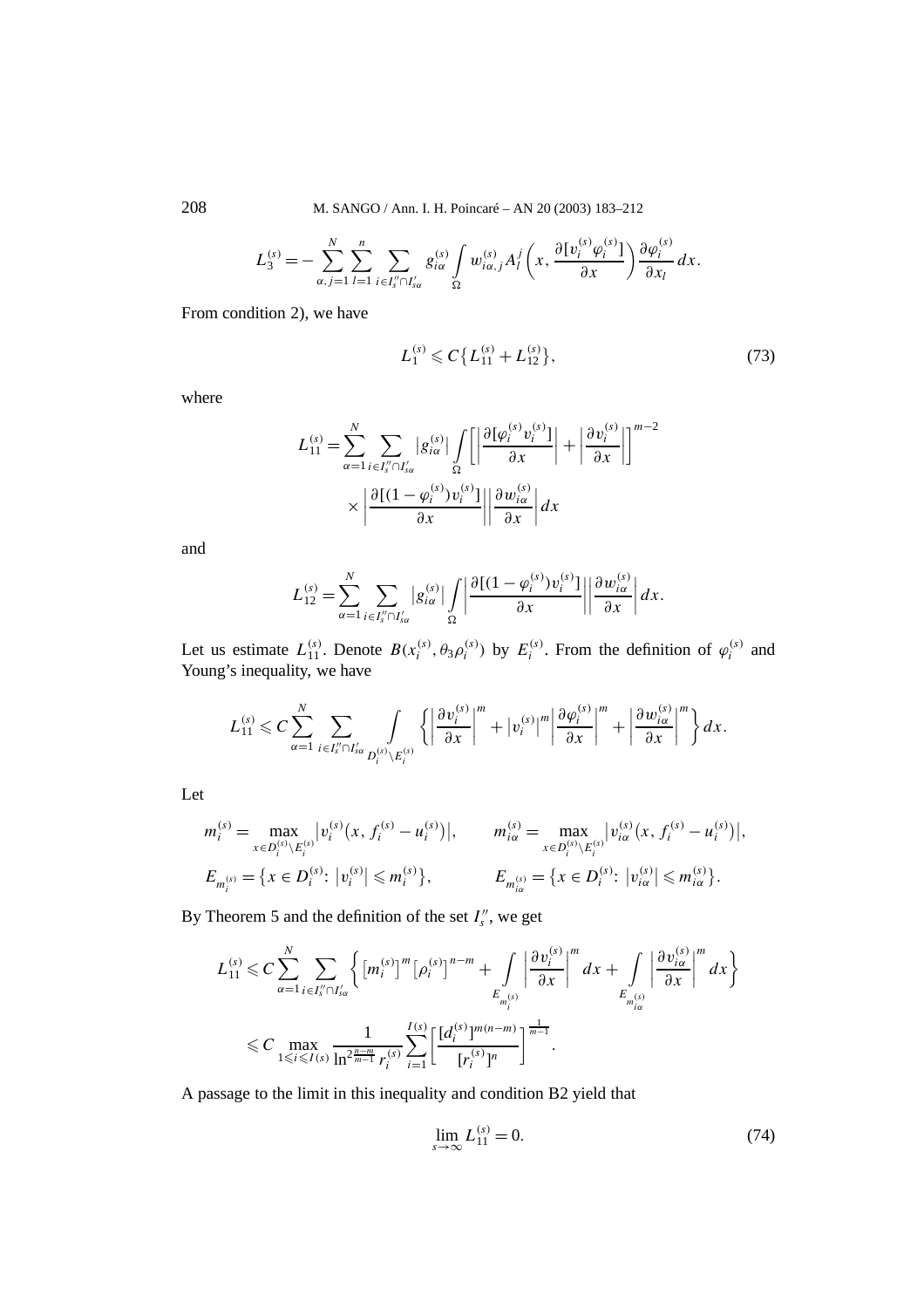$$L_3^{(s)} = -\sum_{\alpha, j=1}^{N} \sum_{l=1}^{n} \sum_{i \in I_s'' \cap I_{s\alpha}'} g_{i\alpha}^{(s)} \int_{\Omega} w_{i\alpha, j}^{(s)} A_l^j \left( x, \frac{\partial [v_i^{(s)} \varphi_i^{(s)}]}{\partial x} \right) \frac{\partial \varphi_i^{(s)}}{\partial x_l} \, dx.$$

From condition 2), we have

$$L_1^{(s)} \leqslant C \{ L_{11}^{(s)} + L_{12}^{(s)} \}, \tag{73}$$

where

$$L_{11}^{(s)} = \sum_{\alpha=1}^{N} \sum_{i \in I_s'' \cap I_{s\alpha}'} |g_{i\alpha}^{(s)}| \int_{\Omega} \left[ \left| \frac{\partial [\varphi_i^{(s)} v_i^{(s)}]}{\partial x} \right| + \left| \frac{\partial v_i^{(s)}}{\partial x} \right| \right]^{m-2} \times \left| \frac{\partial [(1 - \varphi_i^{(s)}) v_i^{(s)}]}{\partial x} \right| \left| \frac{\partial w_{i\alpha}^{(s)}}{\partial x} \right| dx$$

and

$$L_{12}^{(s)} = \sum_{\alpha=1}^{N} \sum_{i \in I_s'' \cap I_{s\alpha}'} |g_{i\alpha}^{(s)}| \int_{\Omega} \left| \frac{\partial [(1 - \varphi_i^{(s)}) v_i^{(s)}]}{\partial x} \right| \left| \frac{\partial w_{i\alpha}^{(s)}}{\partial x} \right| dx.$$

Let us estimate $L_{11}^{(s)}$. Denote $B(x_i^{(s)}, \theta_3 \rho_i^{(s)})$ by $E_i^{(s)}$. From the definition of $\varphi_i^{(s)}$ and Young's inequality, we have

$$L_{11}^{(s)} \leqslant C \sum_{\alpha=1}^{N} \sum_{i \in I_s'' \cap I_{s\alpha}'} \int_{D_i^{(s)} \setminus E_i^{(s)}} \left\{ \left| \frac{\partial v_i^{(s)}}{\partial x} \right|^m + |v_i^{(s)}|^m \left| \frac{\partial \varphi_i^{(s)}}{\partial x} \right|^m + \left| \frac{\partial w_{i\alpha}^{(s)}}{\partial x} \right|^m \right\} dx.$$

Let

$$m_i^{(s)} = \max_{x \in D_i^{(s)} \setminus E_i^{(s)}} \left| v_i^{(s)} \left( x, f_i^{(s)} - u_i^{(s)} \right) \right|, \qquad m_{i\alpha}^{(s)} = \max_{x \in D_i^{(s)} \setminus E_i^{(s)}} \left| v_{i\alpha}^{(s)} \left( x, f_i^{(s)} - u_i^{(s)} \right) \right|,$$

$$E_{m_i^{(s)}} = \{ x \in D_i^{(s)} \colon |v_i^{(s)}| \leqslant m_i^{(s)} \}, \qquad E_{m_{i\alpha}^{(s)}} = \{ x \in D_i^{(s)} \colon |v_{i\alpha}^{(s)}| \leqslant m_{i\alpha}^{(s)} \}.$$

By Theorem 5 and the definition of the set $I_s''$, we get

$$L_{11}^{(s)} \leqslant C \sum_{\alpha=1}^{N} \sum_{i \in I_s'' \cap I_{s\alpha}'} \left\{ [m_i^{(s)}]^m [\rho_i^{(s)}]^{n-m} + \int_{E_{m_i^{(s)}}} \left| \frac{\partial v_i^{(s)}}{\partial x} \right|^m dx + \int_{E_{m_{i\alpha}^{(s)}}} \left| \frac{\partial v_{i\alpha}^{(s)}}{\partial x} \right|^m dx \right\}$$

$$\leqslant C \max_{1 \leqslant i \leqslant I(s)} \frac{1}{\ln^{2\frac{n-m}{m-1}} r_i^{(s)}} \sum_{i=1}^{I(s)} \left[ \frac{[d_i^{(s)}]^{m(n-m)}}{[r_i^{(s)}]^n} \right]^{\frac{1}{m-1}}.$$

A passage to the limit in this inequality and condition B2 yield that

$$\lim_{s \to \infty} L_{11}^{(s)} = 0. \tag{74}$$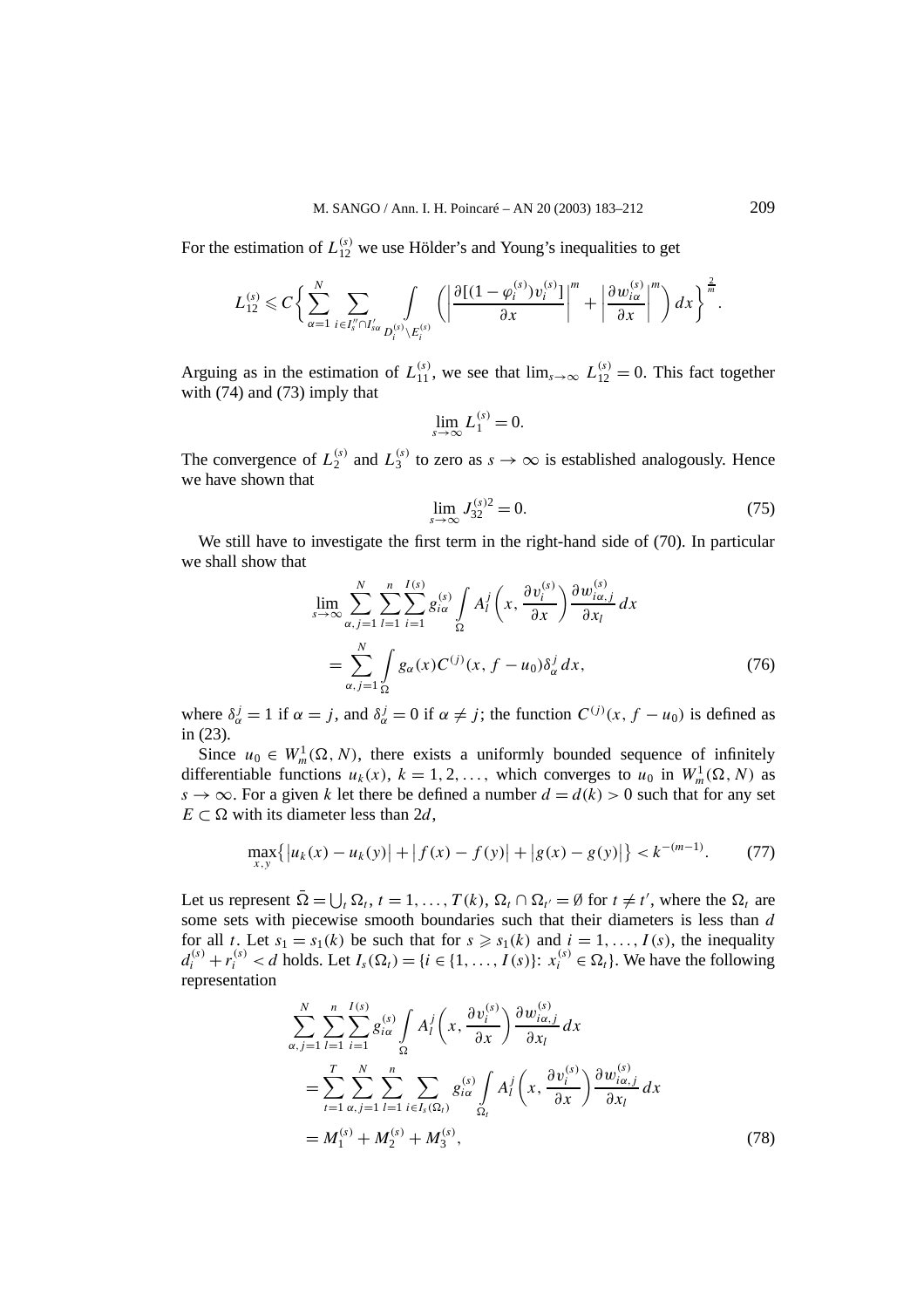For the estimation of $L_{12}^{(s)}$ we use Hölder's and Young's inequalities to get

$$L_{12}^{(s)} \leqslant C\Big\{\sum_{\alpha=1}^{N}\sum_{i\in I_s''\cap I_{s\alpha}'}\int\limits_{D_i^{(s)}\setminus E_i^{(s)}}\Big(\Big|\frac{\partial[(1-\varphi_i^{(s)})v_i^{(s)}]}{\partial x}\Big|^m+\Big|\frac{\partial w_{i\alpha}^{(s)}}{\partial x}\Big|^m\Big)\,dx\Big\}^{\frac{2}{m}}.$$

Arguing as in the estimation of $L_{11}^{(s)}$, we see that $\lim_{s\to\infty} L_{12}^{(s)}=0$. This fact together with (74) and (73) imply that

$$\lim_{s\to\infty} L_1^{(s)}=0.$$

The convergence of $L_2^{(s)}$ and $L_3^{(s)}$ to zero as $s\to\infty$ is established analogously. Hence we have shown that

$$\lim_{s\to\infty} J_{32}^{(s)2}=0. \tag{75}$$

We still have to investigate the first term in the right-hand side of (70). In particular we shall show that

$$\begin{aligned}
&\lim_{s\to\infty}\sum_{\alpha,j=1}^{N}\sum_{l=1}^{n}\sum_{i=1}^{I(s)} g_{i\alpha}^{(s)}\int\limits_{\Omega} A_l^j\Big(x,\frac{\partial v_i^{(s)}}{\partial x}\Big)\frac{\partial w_{i\alpha,j}^{(s)}}{\partial x_l}\,dx\\
&\quad=\sum_{\alpha,j=1}^{N}\int\limits_{\Omega} g_\alpha(x)C^{(j)}(x,f-u_0)\delta_\alpha^j\,dx,
\end{aligned}\tag{76}$$

where $\delta_\alpha^j=1$ if $\alpha=j$, and $\delta_\alpha^j=0$ if $\alpha\neq j$; the function $C^{(j)}(x,f-u_0)$ is defined as in (23).

Since $u_0\in W_m^1(\Omega,N)$, there exists a uniformly bounded sequence of infinitely differentiable functions $u_k(x)$, $k=1,2,\ldots$, which converges to $u_0$ in $W_m^1(\Omega,N)$ as $s\to\infty$. For a given $k$ let there be defined a number $d=d(k)>0$ such that for any set $E\subset\Omega$ with its diameter less than $2d$,

$$\max_{x,y}\big\{\big|u_k(x)-u_k(y)\big|+\big|f(x)-f(y)\big|+\big|g(x)-g(y)\big|\big\}<k^{-(m-1)}. \tag{77}$$

Let us represent $\bar{\Omega}=\bigcup_t\Omega_t$, $t=1,\ldots,T(k)$, $\Omega_t\cap\Omega_{t'}=\emptyset$ for $t\neq t'$, where the $\Omega_t$ are some sets with piecewise smooth boundaries such that their diameters is less than $d$ for all $t$. Let $s_1=s_1(k)$ be such that for $s\geqslant s_1(k)$ and $i=1,\ldots,I(s)$, the inequality $d_i^{(s)}+r_i^{(s)}<d$ holds. Let $I_s(\Omega_t)=\{i\in\{1,\ldots,I(s)\}\colon x_i^{(s)}\in\Omega_t\}$. We have the following representation

$$\begin{aligned}
&\sum_{\alpha,j=1}^{N}\sum_{l=1}^{n}\sum_{i=1}^{I(s)} g_{i\alpha}^{(s)}\int\limits_{\Omega} A_l^j\Big(x,\frac{\partial v_i^{(s)}}{\partial x}\Big)\frac{\partial w_{i\alpha,j}^{(s)}}{\partial x_l}\,dx\\
&\quad=\sum_{t=1}^{T}\sum_{\alpha,j=1}^{N}\sum_{l=1}^{n}\sum_{i\in I_s(\Omega_t)} g_{i\alpha}^{(s)}\int\limits_{\Omega_t} A_l^j\Big(x,\frac{\partial v_i^{(s)}}{\partial x}\Big)\frac{\partial w_{i\alpha,j}^{(s)}}{\partial x_l}\,dx\\
&\quad=M_1^{(s)}+M_2^{(s)}+M_3^{(s)},
\end{aligned}\tag{78}$$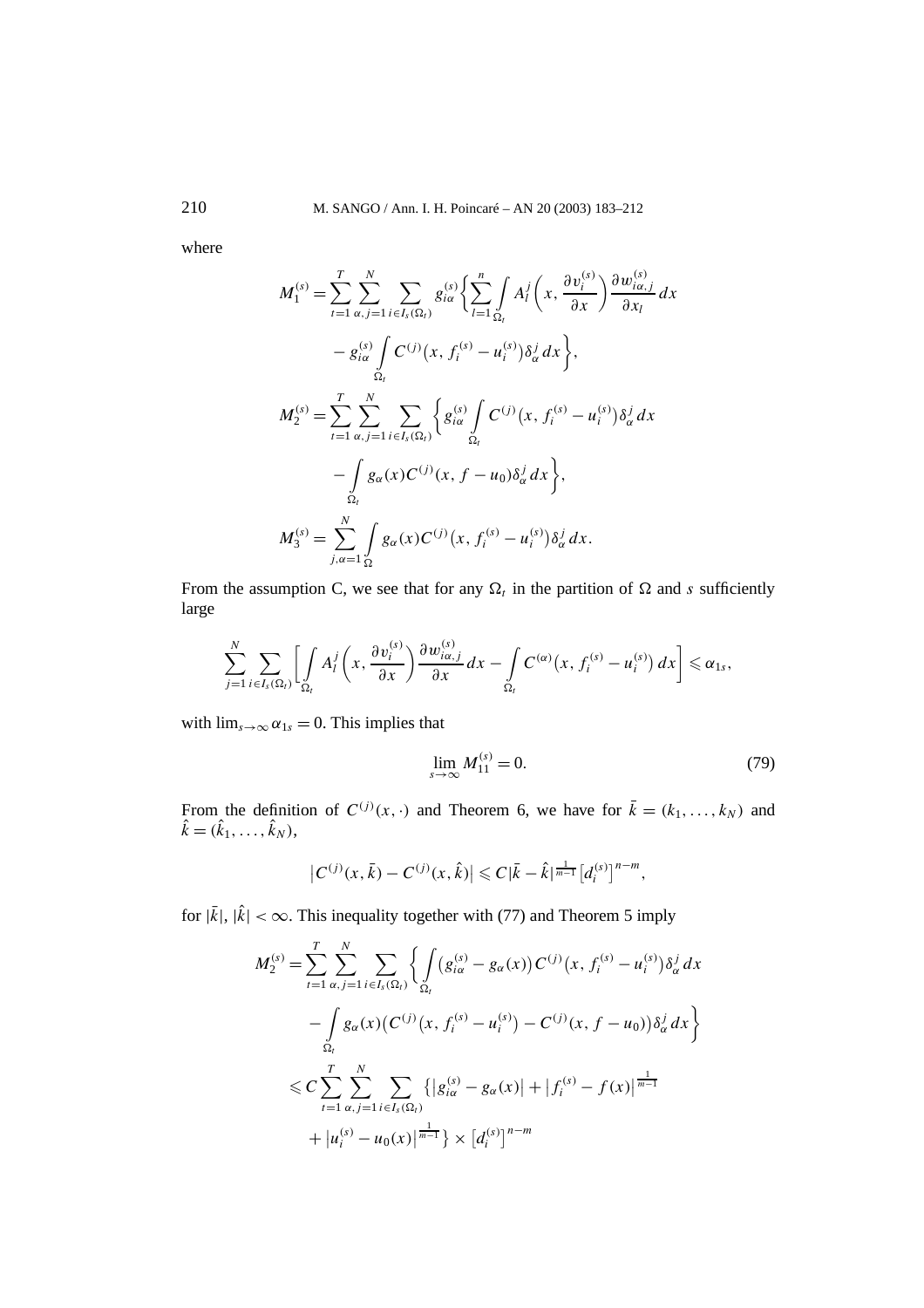where

$$
\begin{aligned}
M_1^{(s)} = {} & \sum_{t=1}^{T} \sum_{\alpha, j=1}^{N} \sum_{i \in I_s(\Omega_t)} g_{i\alpha}^{(s)} \Biggl\{ \sum_{l=1}^{n} \int_{\Omega_t} A_l^j \left( x, \frac{\partial v_i^{(s)}}{\partial x} \right) \frac{\partial w_{i\alpha,j}^{(s)}}{\partial x_l} \, dx \\
& - g_{i\alpha}^{(s)} \int_{\Omega_t} C^{(j)}(x, f_i^{(s)} - u_i^{(s)}) \delta_\alpha^j \, dx \Biggr\}, \\
M_2^{(s)} = {} & \sum_{t=1}^{T} \sum_{\alpha, j=1}^{N} \sum_{i \in I_s(\Omega_t)} \Biggl\{ g_{i\alpha}^{(s)} \int_{\Omega_t} C^{(j)}\bigl(x, f_i^{(s)} - u_i^{(s)}\bigr) \delta_\alpha^j \, dx \\
& - \int_{\Omega_t} g_\alpha(x) C^{(j)}(x, f - u_0) \delta_\alpha^j \, dx \Biggr\}, \\
M_3^{(s)} = {} & \sum_{j,\alpha=1}^{N} \int_{\Omega} g_\alpha(x) C^{(j)}\bigl(x, f_i^{(s)} - u_i^{(s)}\bigr) \delta_\alpha^j \, dx.
\end{aligned}
$$

From the assumption C, we see that for any $\Omega_t$ in the partition of $\Omega$ and $s$ sufficiently large

$$
\sum_{j=1}^{N} \sum_{i \in I_s(\Omega_t)} \left[ \int_{\Omega_t} A_l^j \left( x, \frac{\partial v_i^{(s)}}{\partial x} \right) \frac{\partial w_{i\alpha,j}^{(s)}}{\partial x} \, dx - \int_{\Omega_t} C^{(\alpha)}\bigl(x, f_i^{(s)} - u_i^{(s)}\bigr) \, dx \right] \leqslant \alpha_{1s},
$$

with $\lim_{s \to \infty} \alpha_{1s} = 0$. This implies that

$$
\lim_{s \to \infty} M_{11}^{(s)} = 0. \tag{79}
$$

From the definition of $C^{(j)}(x, \cdot)$ and Theorem 6, we have for $\bar{k} = (k_1, \ldots, k_N)$ and $\hat{k} = (\hat{k}_1, \ldots, \hat{k}_N)$,

$$
\bigl| C^{(j)}(x, \bar{k}) - C^{(j)}(x, \hat{k}) \bigr| \leqslant C |\bar{k} - \hat{k}|^{\frac{1}{m-1}} \bigl[ d_i^{(s)} \bigr]^{n-m},
$$

for $|\bar{k}|, |\hat{k}| < \infty$. This inequality together with (77) and Theorem 5 imply

$$
\begin{aligned}
M_2^{(s)} = {} & \sum_{t=1}^{T} \sum_{\alpha, j=1}^{N} \sum_{i \in I_s(\Omega_t)} \Biggl\{ \int_{\Omega_t} \bigl( g_{i\alpha}^{(s)} - g_\alpha(x) \bigr) C^{(j)}\bigl(x, f_i^{(s)} - u_i^{(s)}\bigr) \delta_\alpha^j \, dx \\
& - \int_{\Omega_t} g_\alpha(x) \bigl( C^{(j)}\bigl(x, f_i^{(s)} - u_i^{(s)}\bigr) - C^{(j)}(x, f - u_0) \bigr) \delta_\alpha^j \, dx \Biggr\} \\
\leqslant {} & C \sum_{t=1}^{T} \sum_{\alpha, j=1}^{N} \sum_{i \in I_s(\Omega_t)} \bigl\{ \bigl| g_{i\alpha}^{(s)} - g_\alpha(x) \bigr| + \bigl| f_i^{(s)} - f(x) \bigr|^{\frac{1}{m-1}} \\
& + \bigl| u_i^{(s)} - u_0(x) \bigr|^{\frac{1}{m-1}} \bigr\} \times \bigl[ d_i^{(s)} \bigr]^{n-m}
\end{aligned}
$$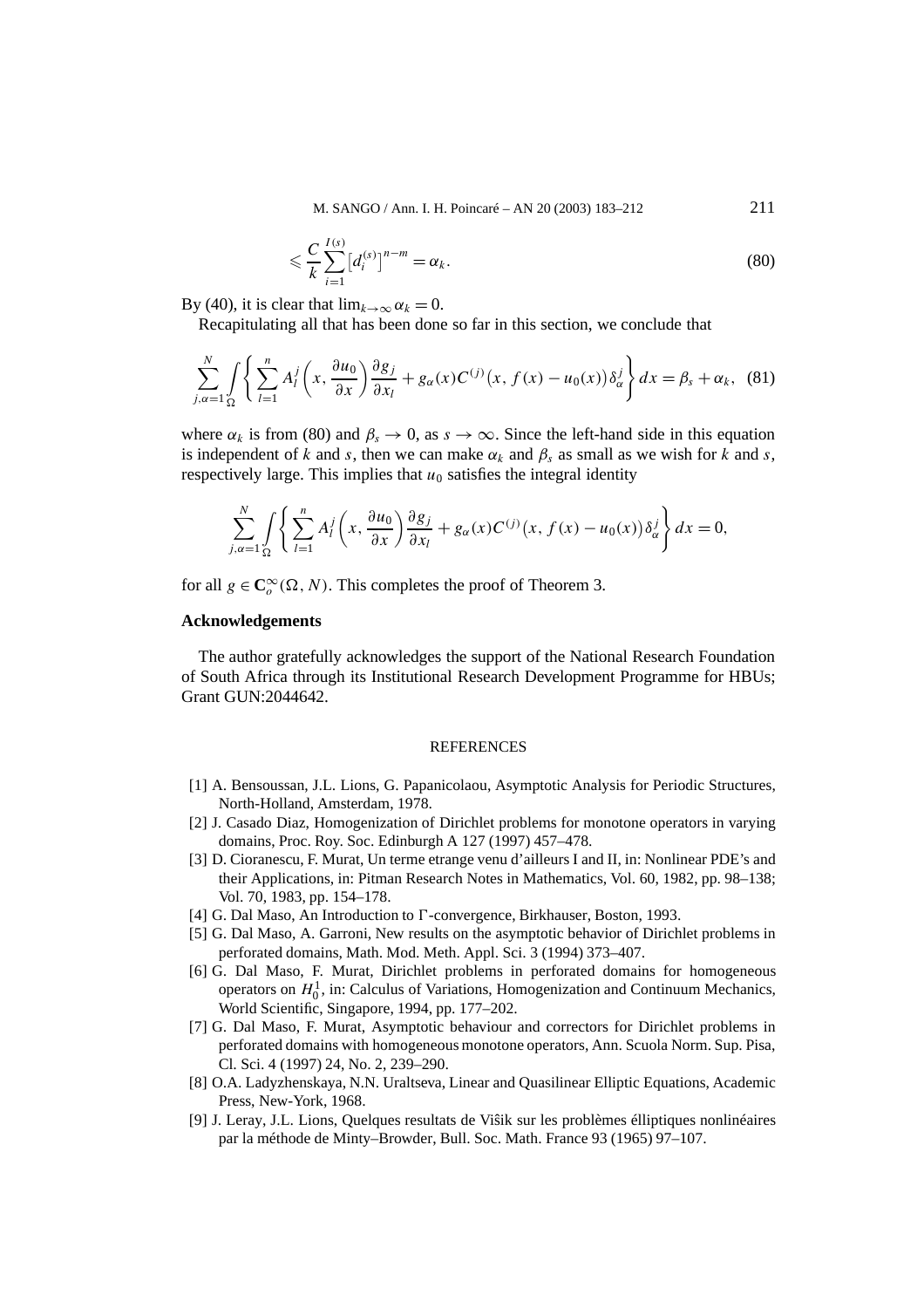$$\leqslant \frac{C}{k} \sum_{i=1}^{I(s)} \left[d_i^{(s)}\right]^{n-m} = \alpha_k. \tag{80}$$

By (40), it is clear that $\lim_{k\to\infty} \alpha_k = 0$.

Recapitulating all that has been done so far in this section, we conclude that

$$\sum_{j,\alpha=1}^{N} \int_{\Omega} \left\{ \sum_{l=1}^{n} A_l^j \left( x, \frac{\partial u_0}{\partial x} \right) \frac{\partial g_j}{\partial x_l} + g_\alpha(x) C^{(j)}\big(x, f(x) - u_0(x)\big) \delta_\alpha^j \right\} dx = \beta_s + \alpha_k, \tag{81}$$

where $\alpha_k$ is from (80) and $\beta_s \to 0$, as $s \to \infty$. Since the left-hand side in this equation is independent of $k$ and $s$, then we can make $\alpha_k$ and $\beta_s$ as small as we wish for $k$ and $s$, respectively large. This implies that $u_0$ satisfies the integral identity

$$\sum_{j,\alpha=1}^{N} \int_{\Omega} \left\{ \sum_{l=1}^{n} A_l^j \left( x, \frac{\partial u_0}{\partial x} \right) \frac{\partial g_j}{\partial x_l} + g_\alpha(x) C^{(j)}\big(x, f(x) - u_0(x)\big) \delta_\alpha^j \right\} dx = 0,$$

for all $g \in \mathbf{C}_o^\infty(\Omega, N)$. This completes the proof of Theorem 3.

## Acknowledgements

The author gratefully acknowledges the support of the National Research Foundation of South Africa through its Institutional Research Development Programme for HBUs; Grant GUN:2044642.

## REFERENCES

[1] A. Bensoussan, J.L. Lions, G. Papanicolaou, Asymptotic Analysis for Periodic Structures, North-Holland, Amsterdam, 1978.

[2] J. Casado Diaz, Homogenization of Dirichlet problems for monotone operators in varying domains, Proc. Roy. Soc. Edinburgh A 127 (1997) 457–478.

[3] D. Cioranescu, F. Murat, Un terme etrange venu d'ailleurs I and II, in: Nonlinear PDE's and their Applications, in: Pitman Research Notes in Mathematics, Vol. 60, 1982, pp. 98–138; Vol. 70, 1983, pp. 154–178.

[4] G. Dal Maso, An Introduction to Γ-convergence, Birkhauser, Boston, 1993.

[5] G. Dal Maso, A. Garroni, New results on the asymptotic behavior of Dirichlet problems in perforated domains, Math. Mod. Meth. Appl. Sci. 3 (1994) 373–407.

[6] G. Dal Maso, F. Murat, Dirichlet problems in perforated domains for homogeneous operators on $H_0^1$, in: Calculus of Variations, Homogenization and Continuum Mechanics, World Scientific, Singapore, 1994, pp. 177–202.

[7] G. Dal Maso, F. Murat, Asymptotic behaviour and correctors for Dirichlet problems in perforated domains with homogeneous monotone operators, Ann. Scuola Norm. Sup. Pisa, Cl. Sci. 4 (1997) 24, No. 2, 239–290.

[8] O.A. Ladyzhenskaya, N.N. Uraltseva, Linear and Quasilinear Elliptic Equations, Academic Press, New-York, 1968.

[9] J. Leray, J.L. Lions, Quelques resultats de Viŝik sur les problèmes élliptiques nonlinéaires par la méthode de Minty–Browder, Bull. Soc. Math. France 93 (1965) 97–107.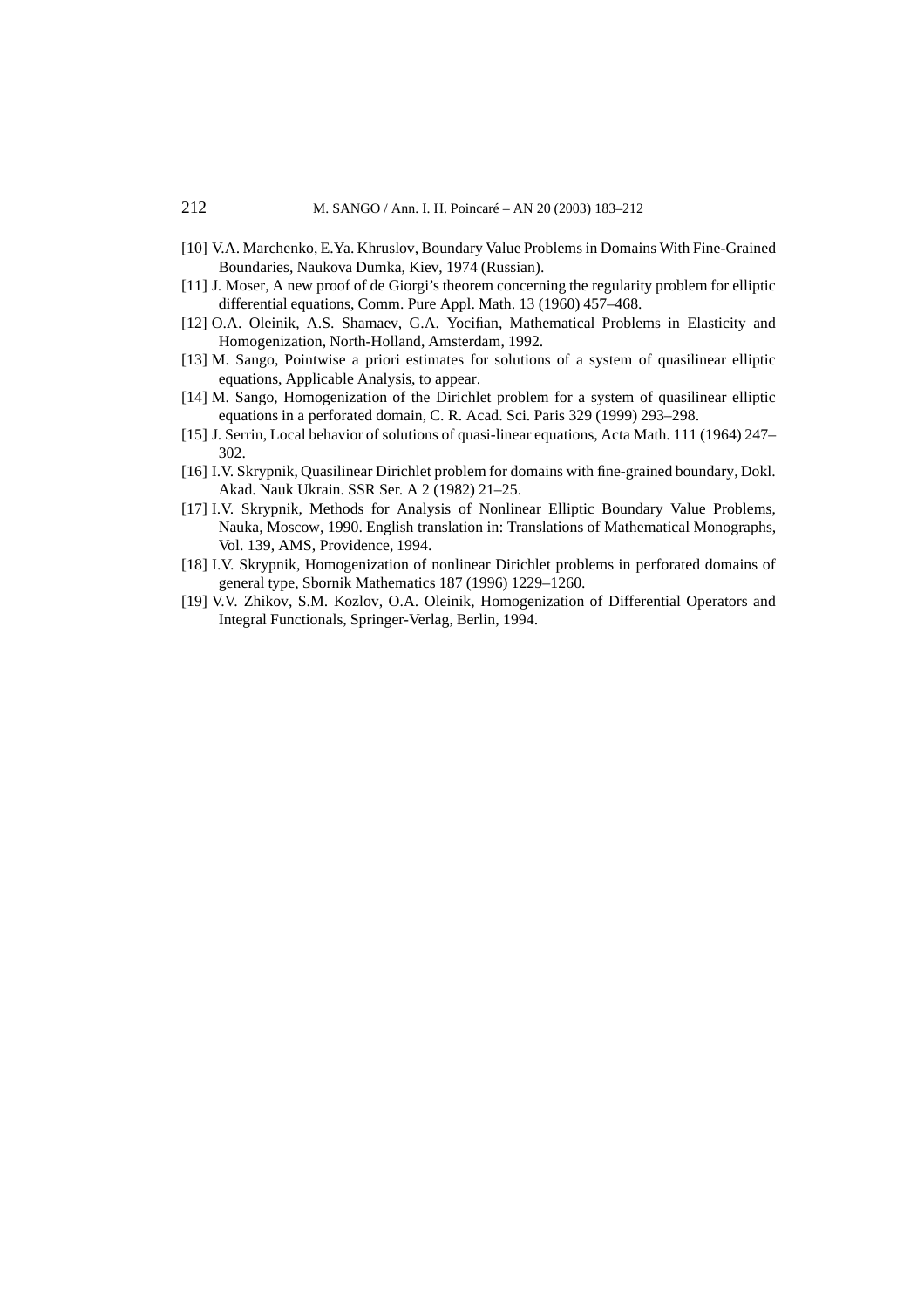[10] V.A. Marchenko, E.Ya. Khruslov, Boundary Value Problems in Domains With Fine-Grained Boundaries, Naukova Dumka, Kiev, 1974 (Russian).

[11] J. Moser, A new proof of de Giorgi's theorem concerning the regularity problem for elliptic differential equations, Comm. Pure Appl. Math. 13 (1960) 457–468.

[12] O.A. Oleinik, A.S. Shamaev, G.A. Yocifian, Mathematical Problems in Elasticity and Homogenization, North-Holland, Amsterdam, 1992.

[13] M. Sango, Pointwise a priori estimates for solutions of a system of quasilinear elliptic equations, Applicable Analysis, to appear.

[14] M. Sango, Homogenization of the Dirichlet problem for a system of quasilinear elliptic equations in a perforated domain, C. R. Acad. Sci. Paris 329 (1999) 293–298.

[15] J. Serrin, Local behavior of solutions of quasi-linear equations, Acta Math. 111 (1964) 247–302.

[16] I.V. Skrypnik, Quasilinear Dirichlet problem for domains with fine-grained boundary, Dokl. Akad. Nauk Ukrain. SSR Ser. A 2 (1982) 21–25.

[17] I.V. Skrypnik, Methods for Analysis of Nonlinear Elliptic Boundary Value Problems, Nauka, Moscow, 1990. English translation in: Translations of Mathematical Monographs, Vol. 139, AMS, Providence, 1994.

[18] I.V. Skrypnik, Homogenization of nonlinear Dirichlet problems in perforated domains of general type, Sbornik Mathematics 187 (1996) 1229–1260.

[19] V.V. Zhikov, S.M. Kozlov, O.A. Oleinik, Homogenization of Differential Operators and Integral Functionals, Springer-Verlag, Berlin, 1994.